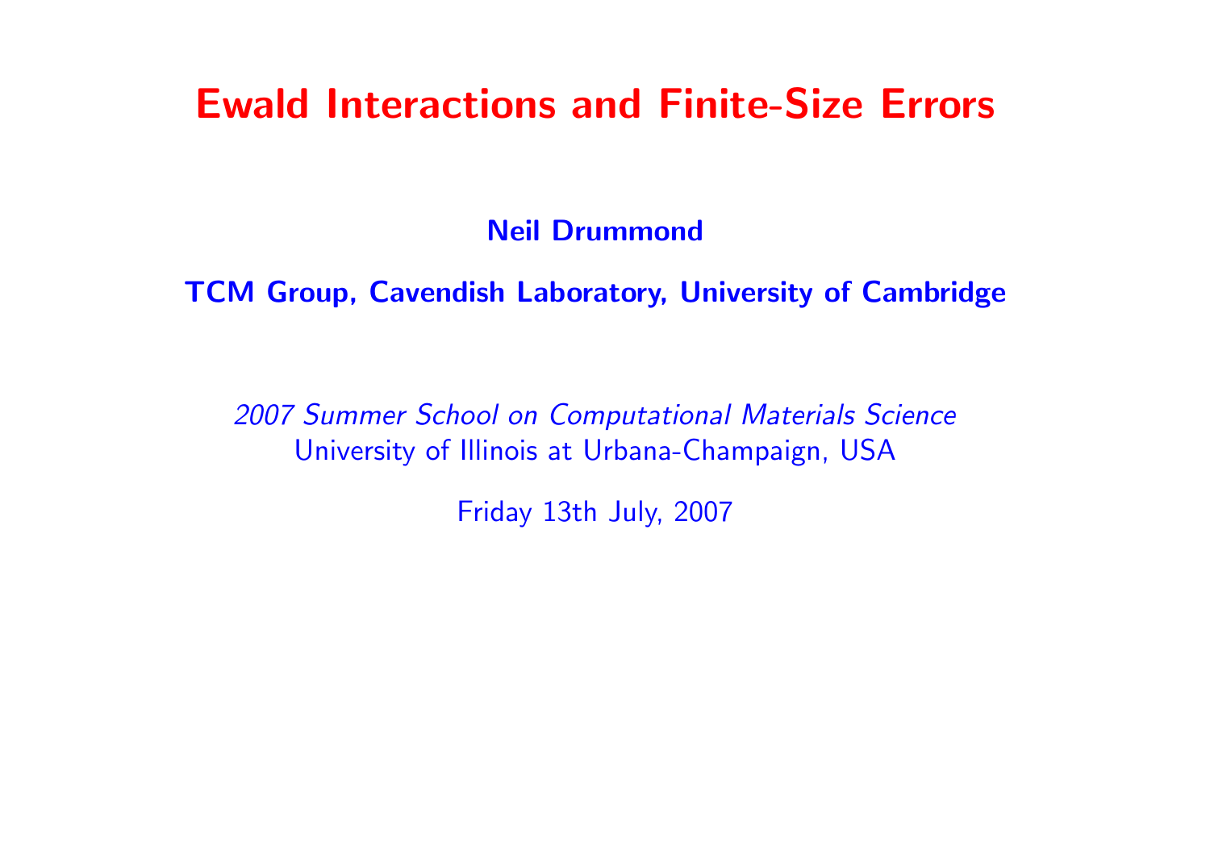# Ewald Interactions and Finite-Size Errors

**Neil Drummond**

**TCM Group, Cavendish Laboratory, University of Cambridge**

*2007 Summer School on Computational Materials Science*
University of Illinois at Urbana-Champaign, USA

Friday 13th July, 2007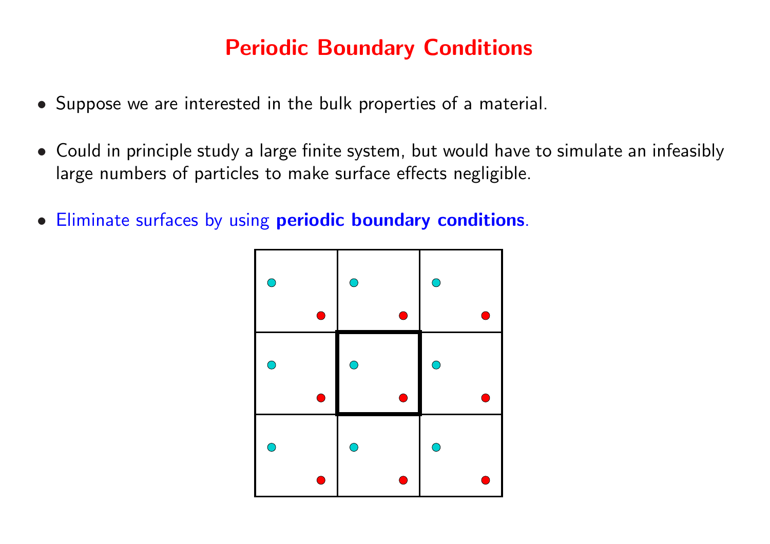# Periodic Boundary Conditions

- Suppose we are interested in the bulk properties of a material.
- Could in principle study a large finite system, but would have to simulate an infeasibly large numbers of particles to make surface effects negligible.
- Eliminate surfaces by using **periodic boundary conditions**.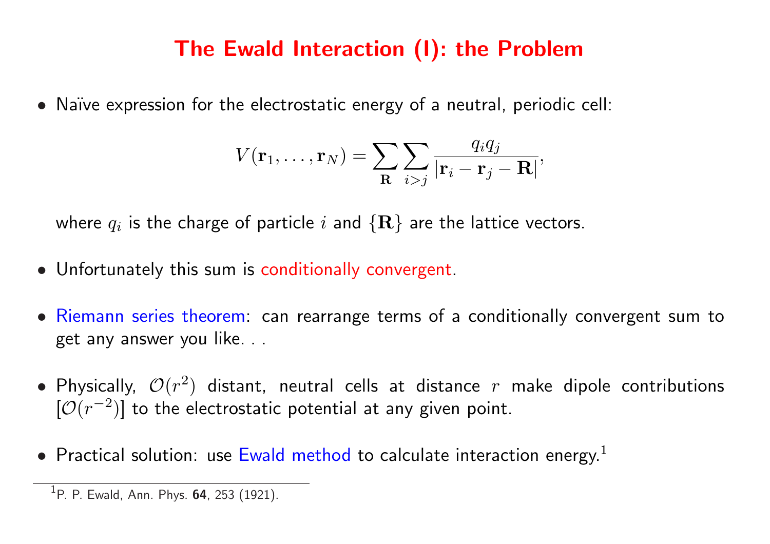# The Ewald Interaction (I): the Problem

- Naïve expression for the electrostatic energy of a neutral, periodic cell:

$$V(\mathbf{r}_1, \ldots, \mathbf{r}_N) = \sum_{\mathbf{R}} \sum_{i>j} \frac{q_i q_j}{|\mathbf{r}_i - \mathbf{r}_j - \mathbf{R}|},$$

  where $q_i$ is the charge of particle $i$ and $\{\mathbf{R}\}$ are the lattice vectors.

- Unfortunately this sum is conditionally convergent.

- Riemann series theorem: can rearrange terms of a conditionally convergent sum to get any answer you like. . .

- Physically, $\mathcal{O}(r^2)$ distant, neutral cells at distance $r$ make dipole contributions [$\mathcal{O}(r^{-2})$] to the electrostatic potential at any given point.

- Practical solution: use Ewald method to calculate interaction energy.[1]

---

[1] P. P. Ewald, Ann. Phys. **64**, 253 (1921).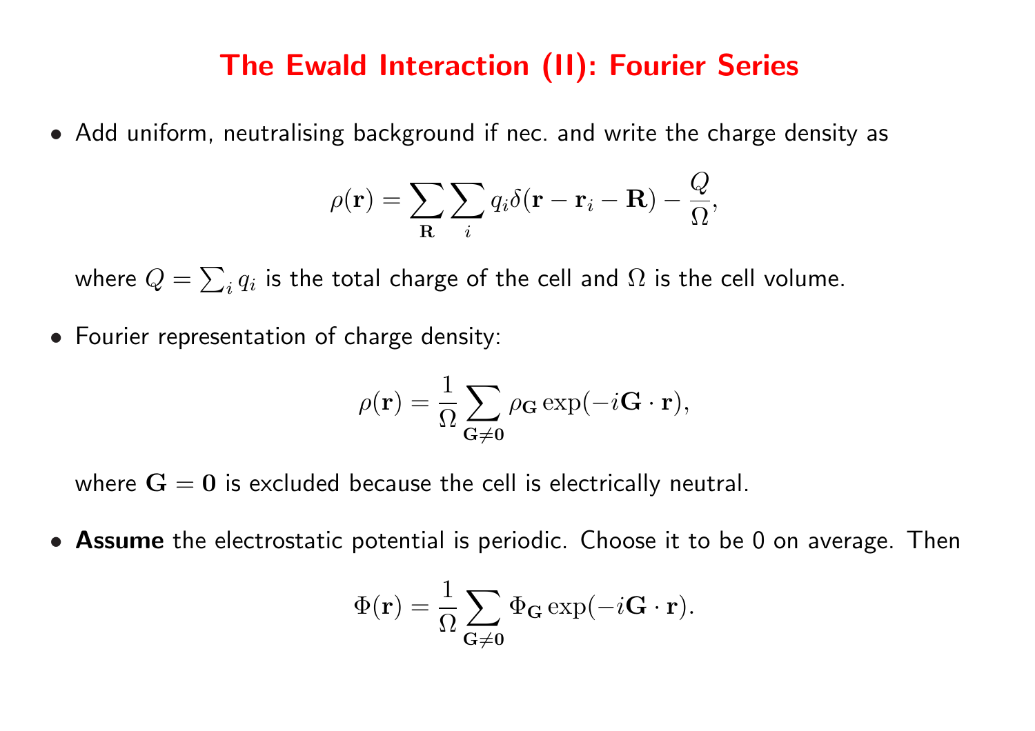# The Ewald Interaction (II): Fourier Series

- Add uniform, neutralising background if nec. and write the charge density as

$$\rho(\mathbf{r}) = \sum_{\mathbf{R}} \sum_{i} q_i \delta(\mathbf{r} - \mathbf{r}_i - \mathbf{R}) - \frac{Q}{\Omega},$$

  where $Q = \sum_i q_i$ is the total charge of the cell and $\Omega$ is the cell volume.

- Fourier representation of charge density:

$$\rho(\mathbf{r}) = \frac{1}{\Omega} \sum_{\mathbf{G} \neq \mathbf{0}} \rho_{\mathbf{G}} \exp(-i\mathbf{G} \cdot \mathbf{r}),$$

  where $\mathbf{G} = \mathbf{0}$ is excluded because the cell is electrically neutral.

- **Assume** the electrostatic potential is periodic. Choose it to be 0 on average. Then

$$\Phi(\mathbf{r}) = \frac{1}{\Omega} \sum_{\mathbf{G} \neq \mathbf{0}} \Phi_{\mathbf{G}} \exp(-i\mathbf{G} \cdot \mathbf{r}).$$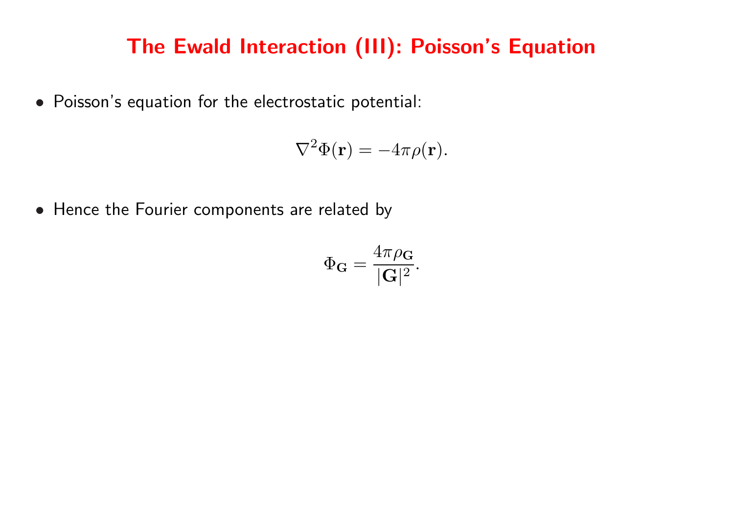# The Ewald Interaction (III): Poisson's Equation

- Poisson's equation for the electrostatic potential:

$$\nabla^2 \Phi(\mathbf{r}) = -4\pi\rho(\mathbf{r}).$$

- Hence the Fourier components are related by

$$\Phi_{\mathbf{G}} = \frac{4\pi\rho_{\mathbf{G}}}{|\mathbf{G}|^2}.$$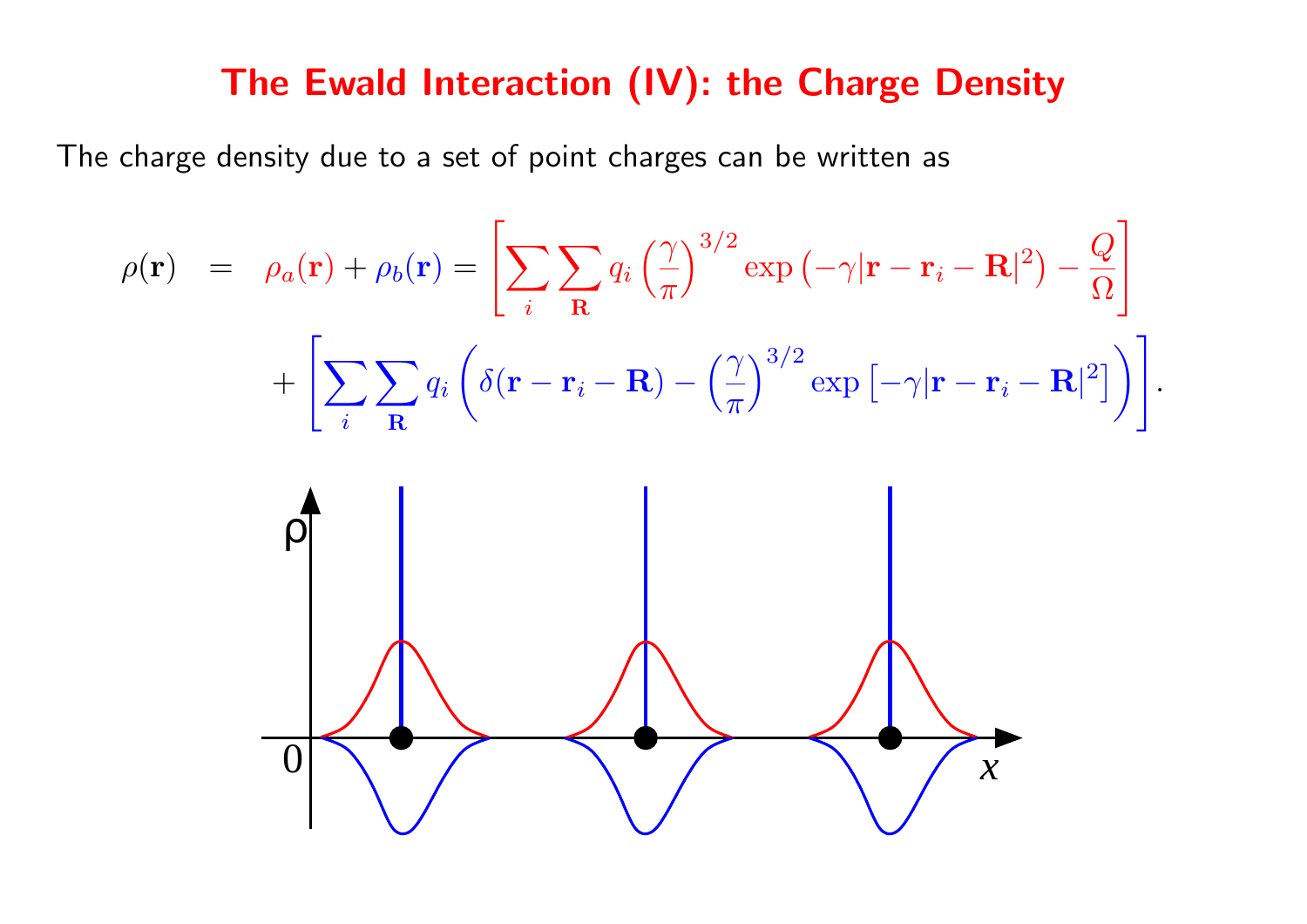# The Ewald Interaction (IV): the Charge Density

The charge density due to a set of point charges can be written as

$$
\begin{aligned}
\rho(\mathbf{r}) \;&=\; \rho_a(\mathbf{r}) + \rho_b(\mathbf{r}) = \left[\sum_i \sum_{\mathbf{R}} q_i \left(\frac{\gamma}{\pi}\right)^{3/2} \exp\left(-\gamma|\mathbf{r}-\mathbf{r}_i-\mathbf{R}|^2\right) - \frac{Q}{\Omega}\right] \\
&\quad + \left[\sum_i \sum_{\mathbf{R}} q_i \left(\delta(\mathbf{r}-\mathbf{r}_i-\mathbf{R}) - \left(\frac{\gamma}{\pi}\right)^{3/2} \exp\left[-\gamma|\mathbf{r}-\mathbf{r}_i-\mathbf{R}|^2\right]\right)\right].
\end{aligned}
$$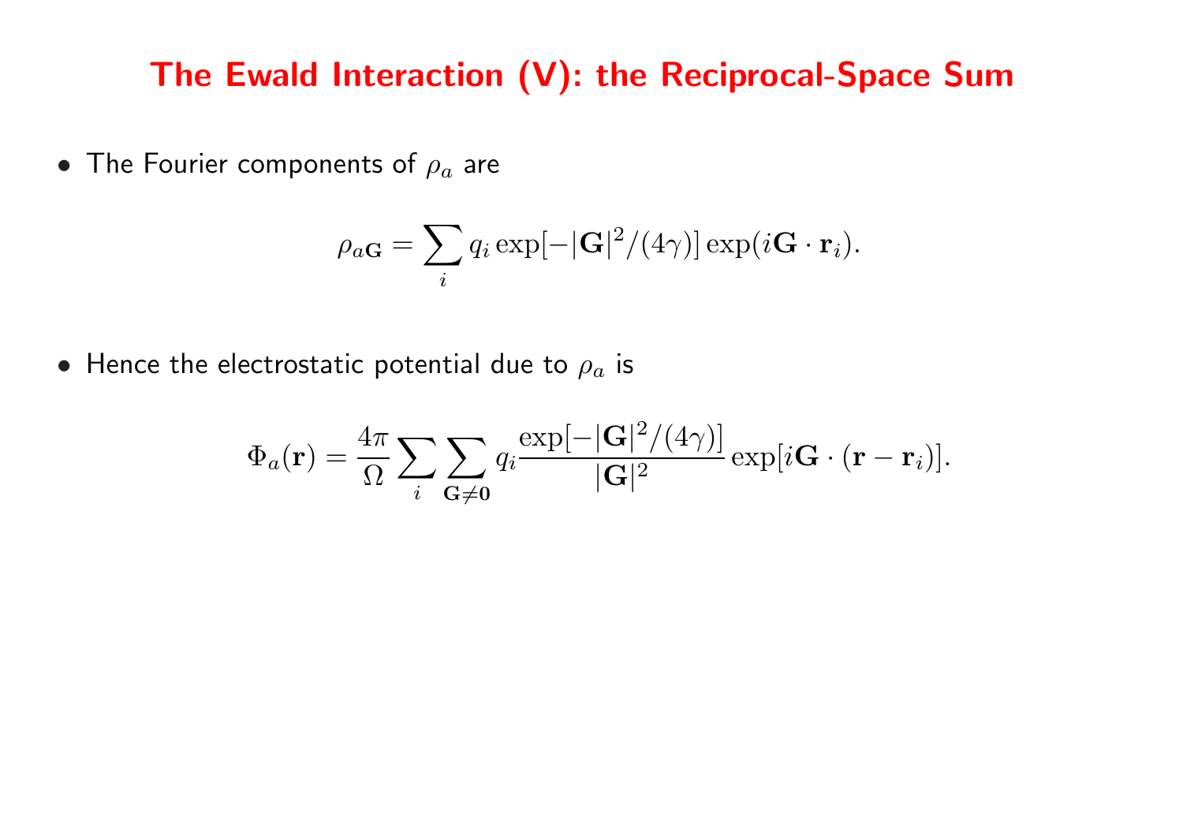# The Ewald Interaction (V): the Reciprocal-Space Sum

- The Fourier components of $\rho_a$ are

$$\rho_{a\mathbf{G}} = \sum_i q_i \exp[-|\mathbf{G}|^2/(4\gamma)] \exp(i\mathbf{G} \cdot \mathbf{r}_i).$$

- Hence the electrostatic potential due to $\rho_a$ is

$$\Phi_a(\mathbf{r}) = \frac{4\pi}{\Omega} \sum_i \sum_{\mathbf{G} \neq \mathbf{0}} q_i \frac{\exp[-|\mathbf{G}|^2/(4\gamma)]}{|\mathbf{G}|^2} \exp[i\mathbf{G} \cdot (\mathbf{r} - \mathbf{r}_i)].$$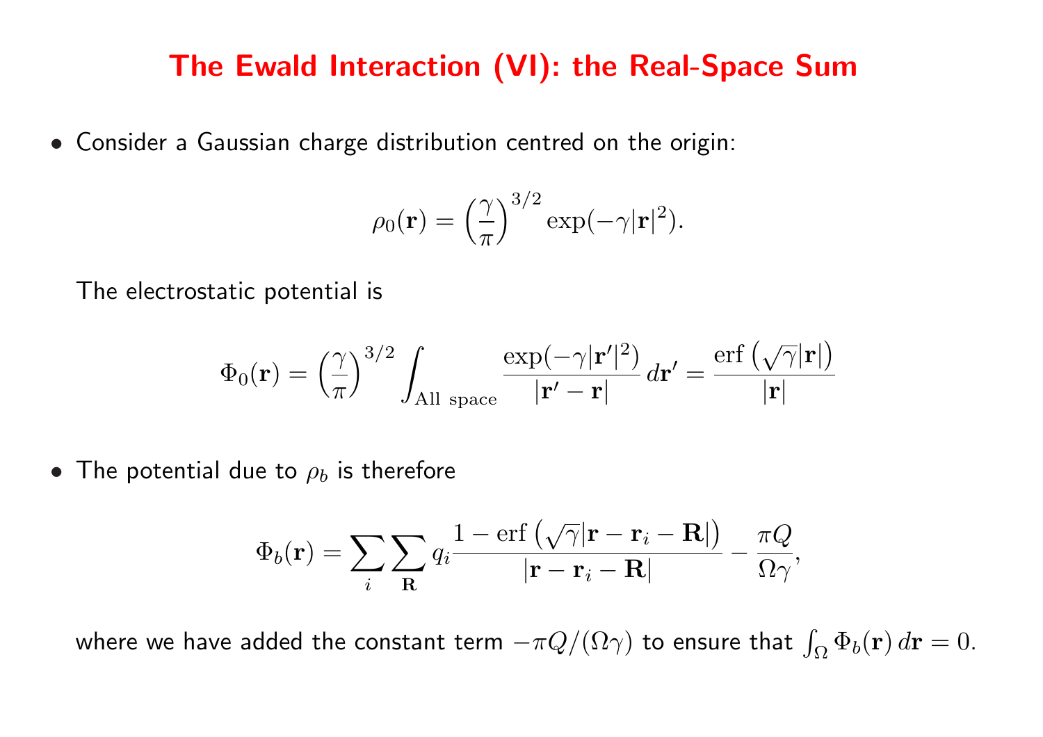# The Ewald Interaction (VI): the Real-Space Sum

- Consider a Gaussian charge distribution centred on the origin:

$$\rho_0(\mathbf{r}) = \left(\frac{\gamma}{\pi}\right)^{3/2} \exp(-\gamma|\mathbf{r}|^2).$$

  The electrostatic potential is

$$\Phi_0(\mathbf{r}) = \left(\frac{\gamma}{\pi}\right)^{3/2} \int_{\text{All space}} \frac{\exp(-\gamma|\mathbf{r}'|^2)}{|\mathbf{r}' - \mathbf{r}|}\, d\mathbf{r}' = \frac{\operatorname{erf}\left(\sqrt{\gamma}|\mathbf{r}|\right)}{|\mathbf{r}|}$$

- The potential due to $\rho_b$ is therefore

$$\Phi_b(\mathbf{r}) = \sum_i \sum_{\mathbf{R}} q_i \frac{1 - \operatorname{erf}\left(\sqrt{\gamma}|\mathbf{r} - \mathbf{r}_i - \mathbf{R}|\right)}{|\mathbf{r} - \mathbf{r}_i - \mathbf{R}|} - \frac{\pi Q}{\Omega\gamma},$$

  where we have added the constant term $-\pi Q/(\Omega\gamma)$ to ensure that $\int_\Omega \Phi_b(\mathbf{r})\, d\mathbf{r} = 0$.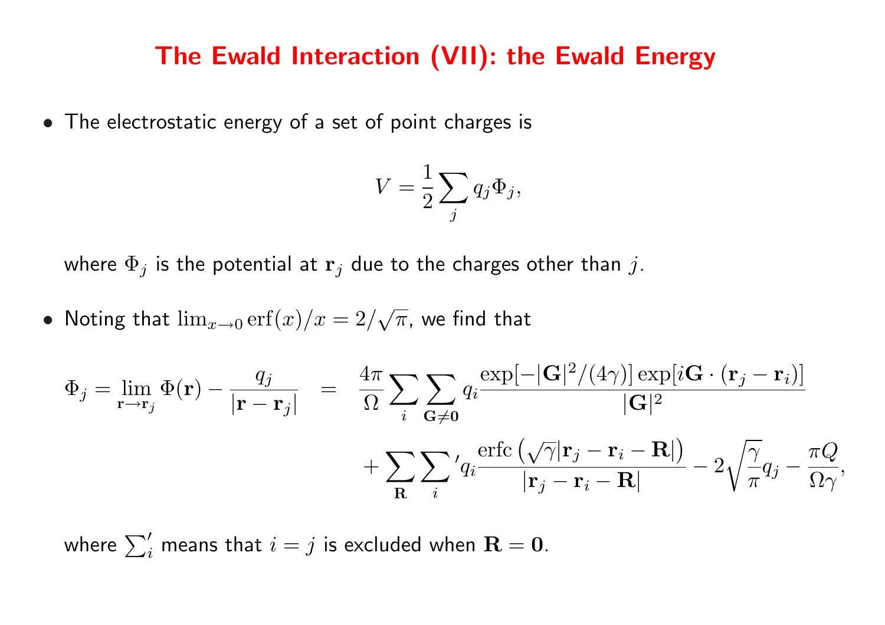# The Ewald Interaction (VII): the Ewald Energy

- The electrostatic energy of a set of point charges is

$$V = \frac{1}{2} \sum_j q_j \Phi_j,$$

where $\Phi_j$ is the potential at $\mathbf{r}_j$ due to the charges other than $j$.

- Noting that $\lim_{x \to 0} \mathrm{erf}(x)/x = 2/\sqrt{\pi}$, we find that

$$\begin{aligned}
\Phi_j = \lim_{\mathbf{r} \to \mathbf{r}_j} \Phi(\mathbf{r}) - \frac{q_j}{|\mathbf{r} - \mathbf{r}_j|} \quad &= \quad \frac{4\pi}{\Omega} \sum_i \sum_{\mathbf{G} \neq \mathbf{0}} q_i \frac{\exp[-|\mathbf{G}|^2/(4\gamma)] \exp[i\mathbf{G} \cdot (\mathbf{r}_j - \mathbf{r}_i)]}{|\mathbf{G}|^2} \\
&\quad + \sum_{\mathbf{R}} {\sum_i}' q_i \frac{\mathrm{erfc}\left(\sqrt{\gamma}|\mathbf{r}_j - \mathbf{r}_i - \mathbf{R}|\right)}{|\mathbf{r}_j - \mathbf{r}_i - \mathbf{R}|} - 2\sqrt{\frac{\gamma}{\pi}} q_j - \frac{\pi Q}{\Omega \gamma},
\end{aligned}$$

where $\sum_i'$ means that $i = j$ is excluded when $\mathbf{R} = \mathbf{0}$.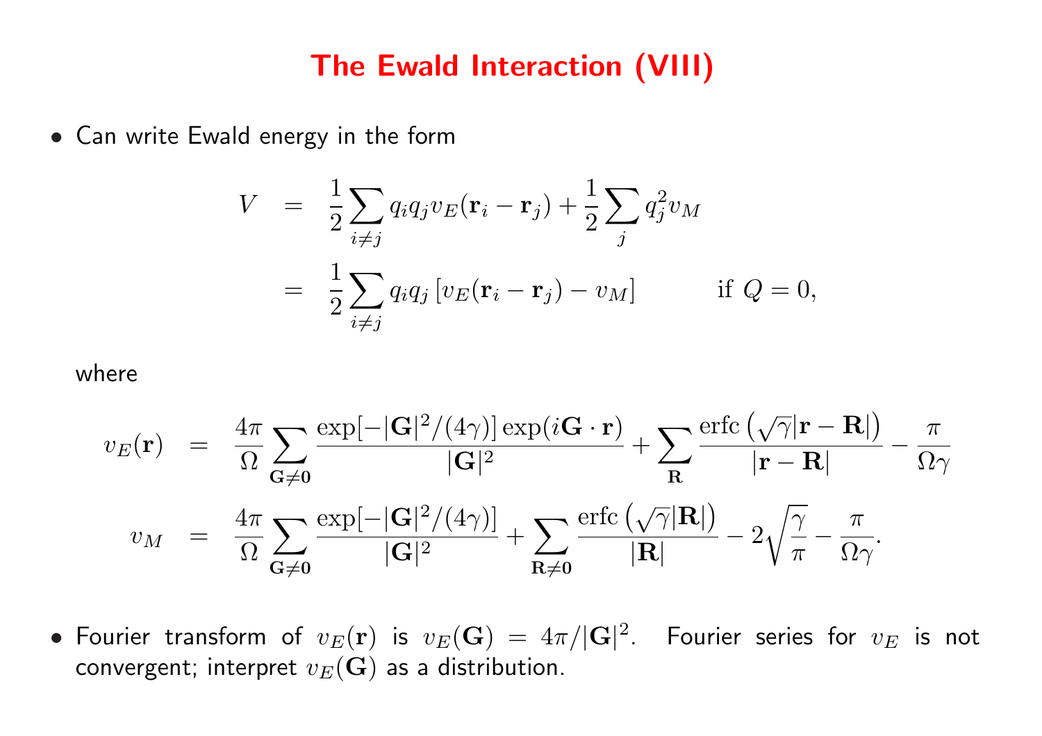# The Ewald Interaction (VIII)

- Can write Ewald energy in the form

$$
\begin{aligned}
V &= \frac{1}{2}\sum_{i\neq j} q_i q_j v_E(\mathbf{r}_i - \mathbf{r}_j) + \frac{1}{2}\sum_j q_j^2 v_M \\
&= \frac{1}{2}\sum_{i\neq j} q_i q_j \left[v_E(\mathbf{r}_i - \mathbf{r}_j) - v_M\right] \qquad\qquad \text{if } Q = 0,
\end{aligned}
$$

  where

$$
\begin{aligned}
v_E(\mathbf{r}) &= \frac{4\pi}{\Omega}\sum_{\mathbf{G}\neq\mathbf{0}} \frac{\exp[-|\mathbf{G}|^2/(4\gamma)]\exp(i\mathbf{G}\cdot\mathbf{r})}{|\mathbf{G}|^2} + \sum_{\mathbf{R}} \frac{\operatorname{erfc}\left(\sqrt{\gamma}|\mathbf{r}-\mathbf{R}|\right)}{|\mathbf{r}-\mathbf{R}|} - \frac{\pi}{\Omega\gamma} \\
v_M &= \frac{4\pi}{\Omega}\sum_{\mathbf{G}\neq\mathbf{0}} \frac{\exp[-|\mathbf{G}|^2/(4\gamma)]}{|\mathbf{G}|^2} + \sum_{\mathbf{R}\neq\mathbf{0}} \frac{\operatorname{erfc}\left(\sqrt{\gamma}|\mathbf{R}|\right)}{|\mathbf{R}|} - 2\sqrt{\frac{\gamma}{\pi}} - \frac{\pi}{\Omega\gamma}.
\end{aligned}
$$

- Fourier transform of $v_E(\mathbf{r})$ is $v_E(\mathbf{G}) = 4\pi/|\mathbf{G}|^2$. Fourier series for $v_E$ is not convergent; interpret $v_E(\mathbf{G})$ as a distribution.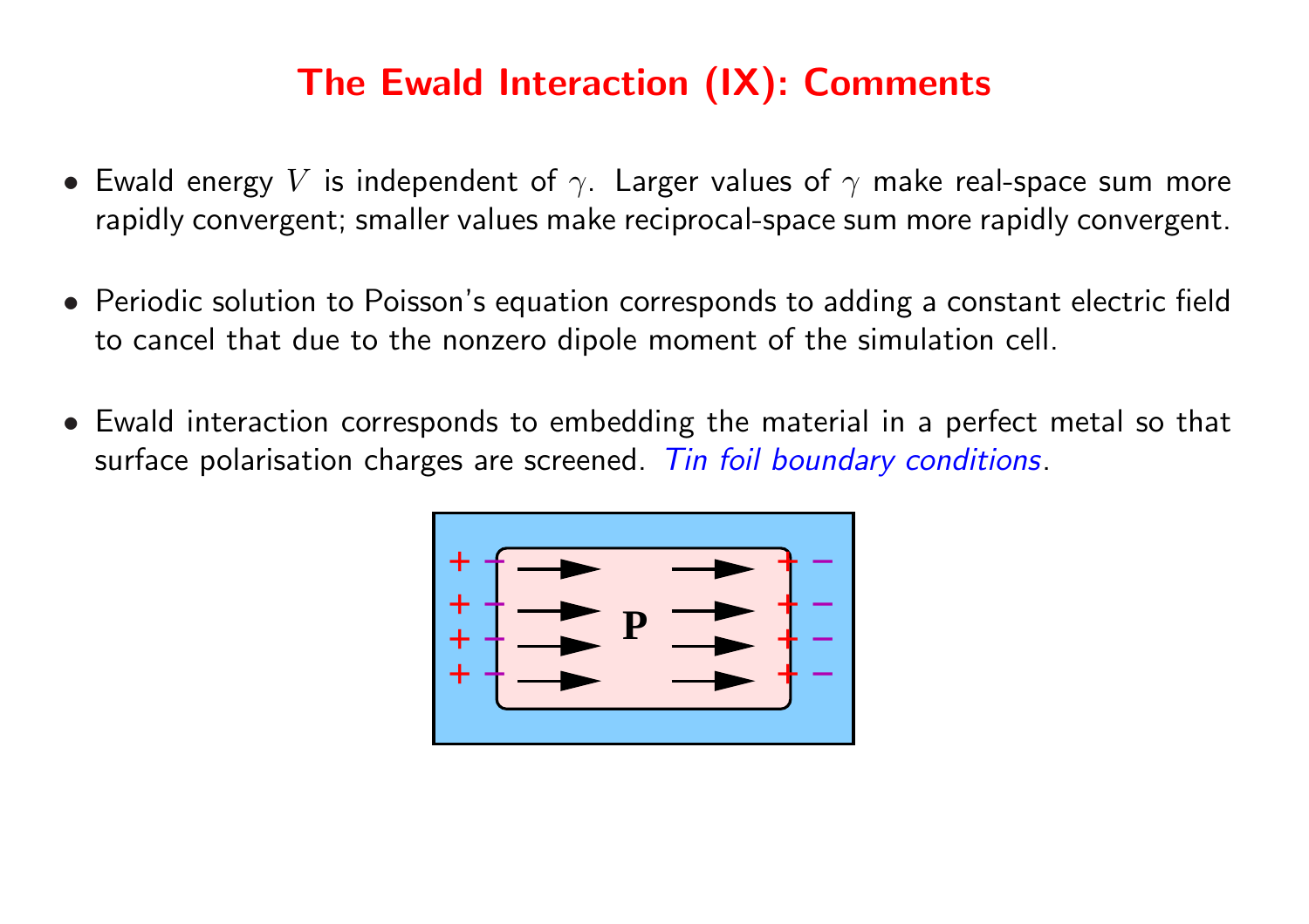# The Ewald Interaction (IX): Comments

- Ewald energy $V$ is independent of $\gamma$. Larger values of $\gamma$ make real-space sum more rapidly convergent; smaller values make reciprocal-space sum more rapidly convergent.

- Periodic solution to Poisson's equation corresponds to adding a constant electric field to cancel that due to the nonzero dipole moment of the simulation cell.

- Ewald interaction corresponds to embedding the material in a perfect metal so that surface polarisation charges are screened. *Tin foil boundary conditions*.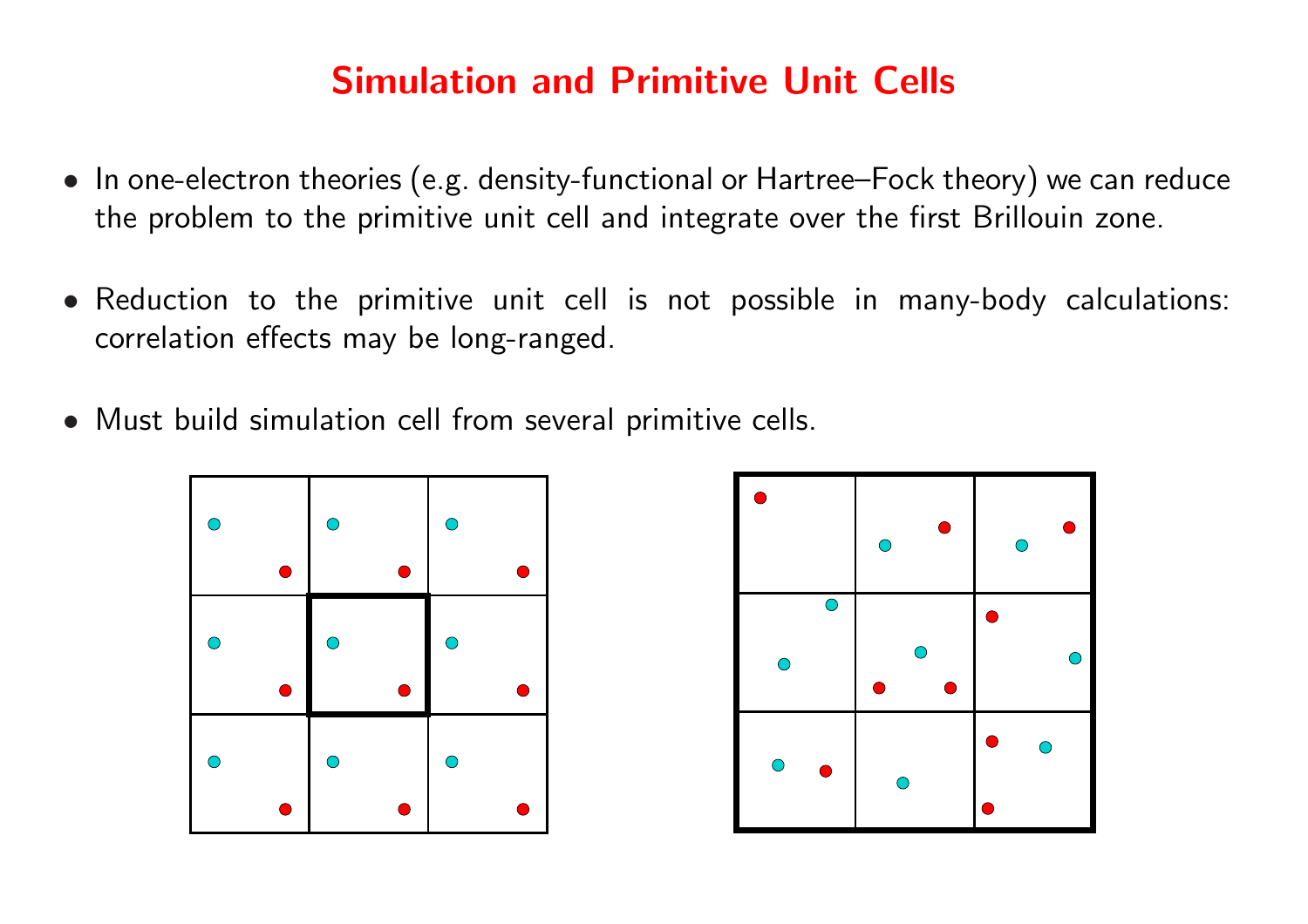# Simulation and Primitive Unit Cells

- In one-electron theories (e.g. density-functional or Hartree–Fock theory) we can reduce the problem to the primitive unit cell and integrate over the first Brillouin zone.
- Reduction to the primitive unit cell is not possible in many-body calculations: correlation effects may be long-ranged.
- Must build simulation cell from several primitive cells.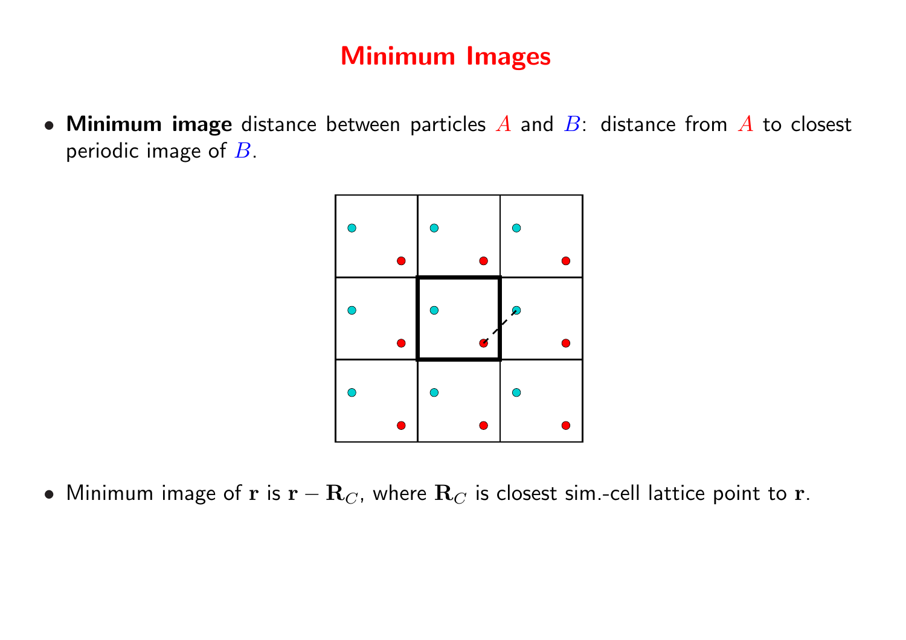# Minimum Images

- **Minimum image** distance between particles $A$ and $B$: distance from $A$ to closest periodic image of $B$.

- Minimum image of $\mathbf{r}$ is $\mathbf{r} - \mathbf{R}_C$, where $\mathbf{R}_C$ is closest sim.-cell lattice point to $\mathbf{r}$.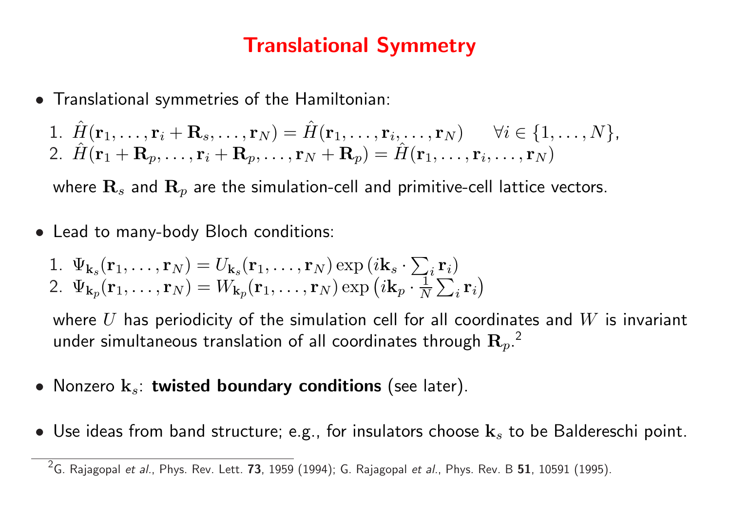# Translational Symmetry

- Translational symmetries of the Hamiltonian:

  1. $\hat{H}(\mathbf{r}_1, \ldots, \mathbf{r}_i + \mathbf{R}_s, \ldots, \mathbf{r}_N) = \hat{H}(\mathbf{r}_1, \ldots, \mathbf{r}_i, \ldots, \mathbf{r}_N) \qquad \forall i \in \{1, \ldots, N\}$,
  2. $\hat{H}(\mathbf{r}_1 + \mathbf{R}_p, \ldots, \mathbf{r}_i + \mathbf{R}_p, \ldots, \mathbf{r}_N + \mathbf{R}_p) = \hat{H}(\mathbf{r}_1, \ldots, \mathbf{r}_i, \ldots, \mathbf{r}_N)$

  where $\mathbf{R}_s$ and $\mathbf{R}_p$ are the simulation-cell and primitive-cell lattice vectors.

- Lead to many-body Bloch conditions:

  1. $\Psi_{\mathbf{k}_s}(\mathbf{r}_1, \ldots, \mathbf{r}_N) = U_{\mathbf{k}_s}(\mathbf{r}_1, \ldots, \mathbf{r}_N) \exp\left(i\mathbf{k}_s \cdot \sum_i \mathbf{r}_i\right)$
  2. $\Psi_{\mathbf{k}_p}(\mathbf{r}_1, \ldots, \mathbf{r}_N) = W_{\mathbf{k}_p}(\mathbf{r}_1, \ldots, \mathbf{r}_N) \exp\left(i\mathbf{k}_p \cdot \frac{1}{N} \sum_i \mathbf{r}_i\right)$

  where $U$ has periodicity of the simulation cell for all coordinates and $W$ is invariant under simultaneous translation of all coordinates through $\mathbf{R}_p$.[2]

- Nonzero $\mathbf{k}_s$: **twisted boundary conditions** (see later).

- Use ideas from band structure; e.g., for insulators choose $\mathbf{k}_s$ to be Baldereschi point.

---

[2] G. Rajagopal *et al.*, Phys. Rev. Lett. **73**, 1959 (1994); G. Rajagopal *et al.*, Phys. Rev. B **51**, 10591 (1995).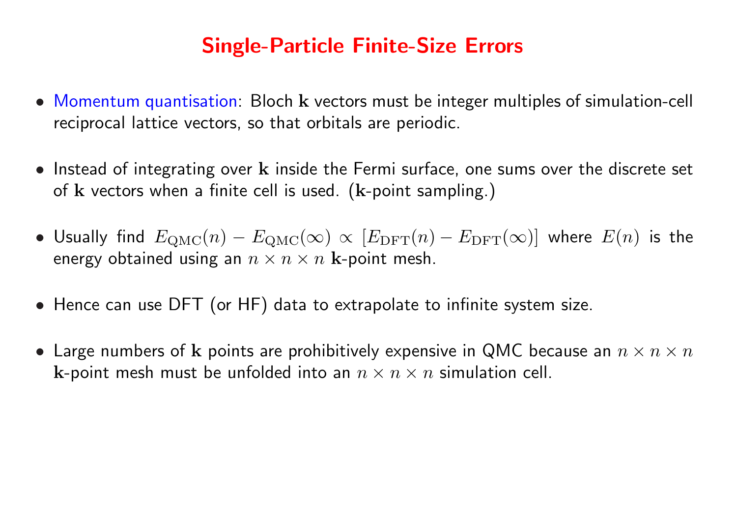# Single-Particle Finite-Size Errors

- Momentum quantisation: Bloch $\mathbf{k}$ vectors must be integer multiples of simulation-cell reciprocal lattice vectors, so that orbitals are periodic.

- Instead of integrating over $\mathbf{k}$ inside the Fermi surface, one sums over the discrete set of $\mathbf{k}$ vectors when a finite cell is used. ($\mathbf{k}$-point sampling.)

- Usually find $E_{\mathrm{QMC}}(n) - E_{\mathrm{QMC}}(\infty) \propto [E_{\mathrm{DFT}}(n) - E_{\mathrm{DFT}}(\infty)]$ where $E(n)$ is the energy obtained using an $n \times n \times n$ $\mathbf{k}$-point mesh.

- Hence can use DFT (or HF) data to extrapolate to infinite system size.

- Large numbers of $\mathbf{k}$ points are prohibitively expensive in QMC because an $n \times n \times n$ $\mathbf{k}$-point mesh must be unfolded into an $n \times n \times n$ simulation cell.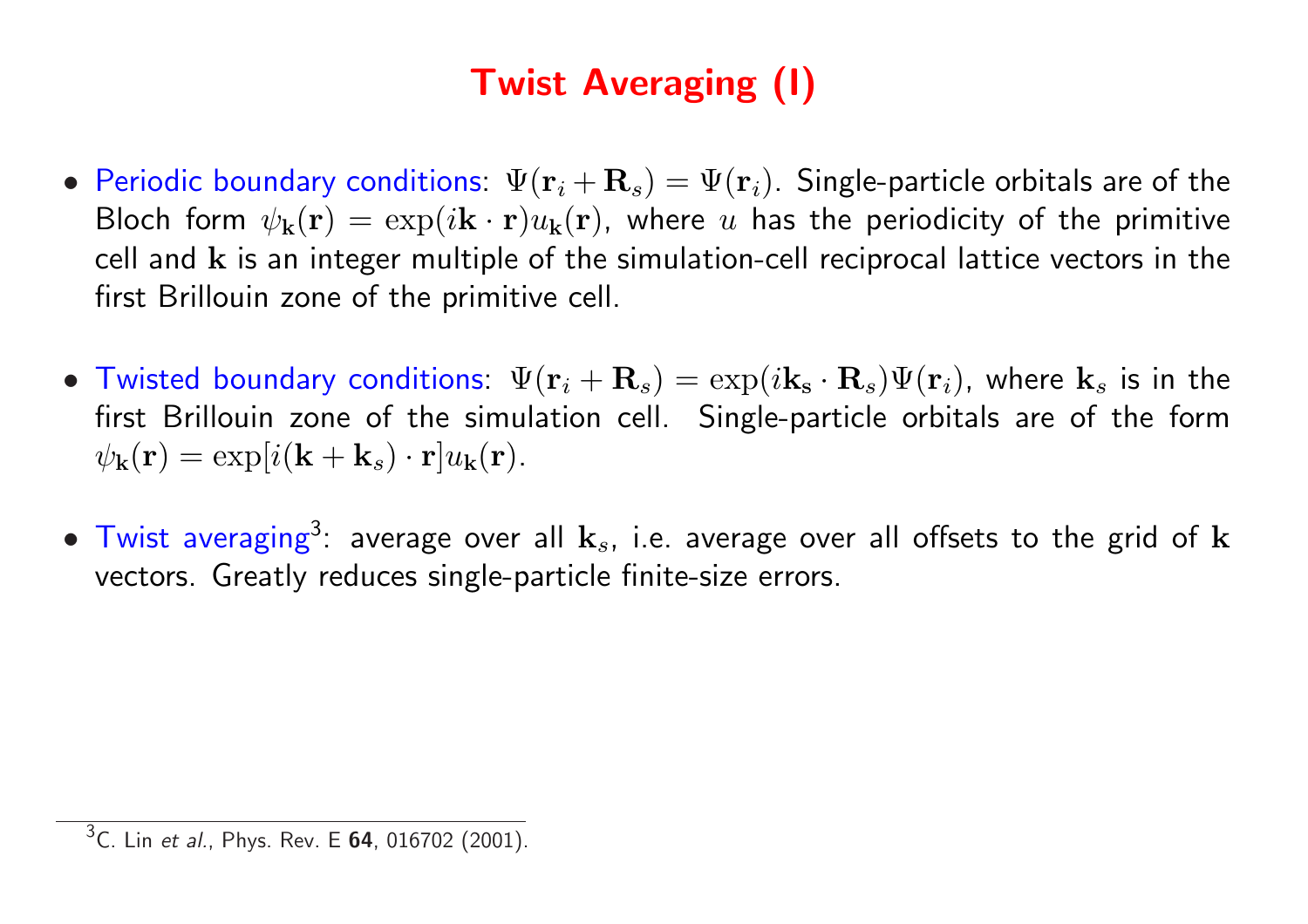# Twist Averaging (I)

- Periodic boundary conditions: $\Psi(\mathbf{r}_i + \mathbf{R}_s) = \Psi(\mathbf{r}_i)$. Single-particle orbitals are of the Bloch form $\psi_\mathbf{k}(\mathbf{r}) = \exp(i\mathbf{k} \cdot \mathbf{r}) u_\mathbf{k}(\mathbf{r})$, where $u$ has the periodicity of the primitive cell and $\mathbf{k}$ is an integer multiple of the simulation-cell reciprocal lattice vectors in the first Brillouin zone of the primitive cell.

- Twisted boundary conditions: $\Psi(\mathbf{r}_i + \mathbf{R}_s) = \exp(i\mathbf{k}_\mathbf{s} \cdot \mathbf{R}_s)\Psi(\mathbf{r}_i)$, where $\mathbf{k}_s$ is in the first Brillouin zone of the simulation cell. Single-particle orbitals are of the form $\psi_\mathbf{k}(\mathbf{r}) = \exp[i(\mathbf{k} + \mathbf{k}_s) \cdot \mathbf{r}] u_\mathbf{k}(\mathbf{r})$.

- Twist averaging[3]: average over all $\mathbf{k}_s$, i.e. average over all offsets to the grid of $\mathbf{k}$ vectors. Greatly reduces single-particle finite-size errors.

[3] C. Lin *et al.*, Phys. Rev. E **64**, 016702 (2001).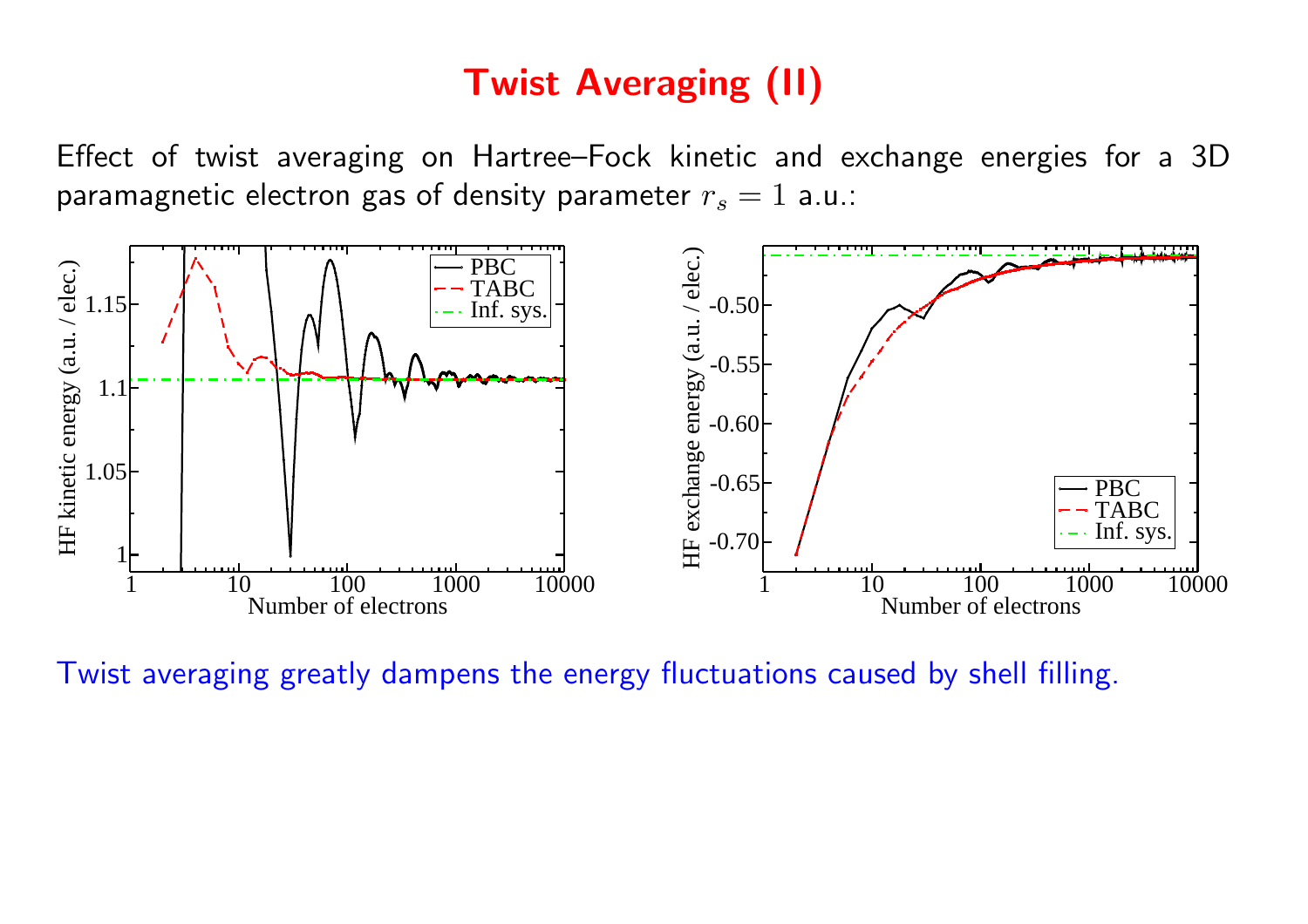# Twist Averaging (II)

Effect of twist averaging on Hartree–Fock kinetic and exchange energies for a 3D paramagnetic electron gas of density parameter $r_s = 1$ a.u.:

Twist averaging greatly dampens the energy fluctuations caused by shell filling.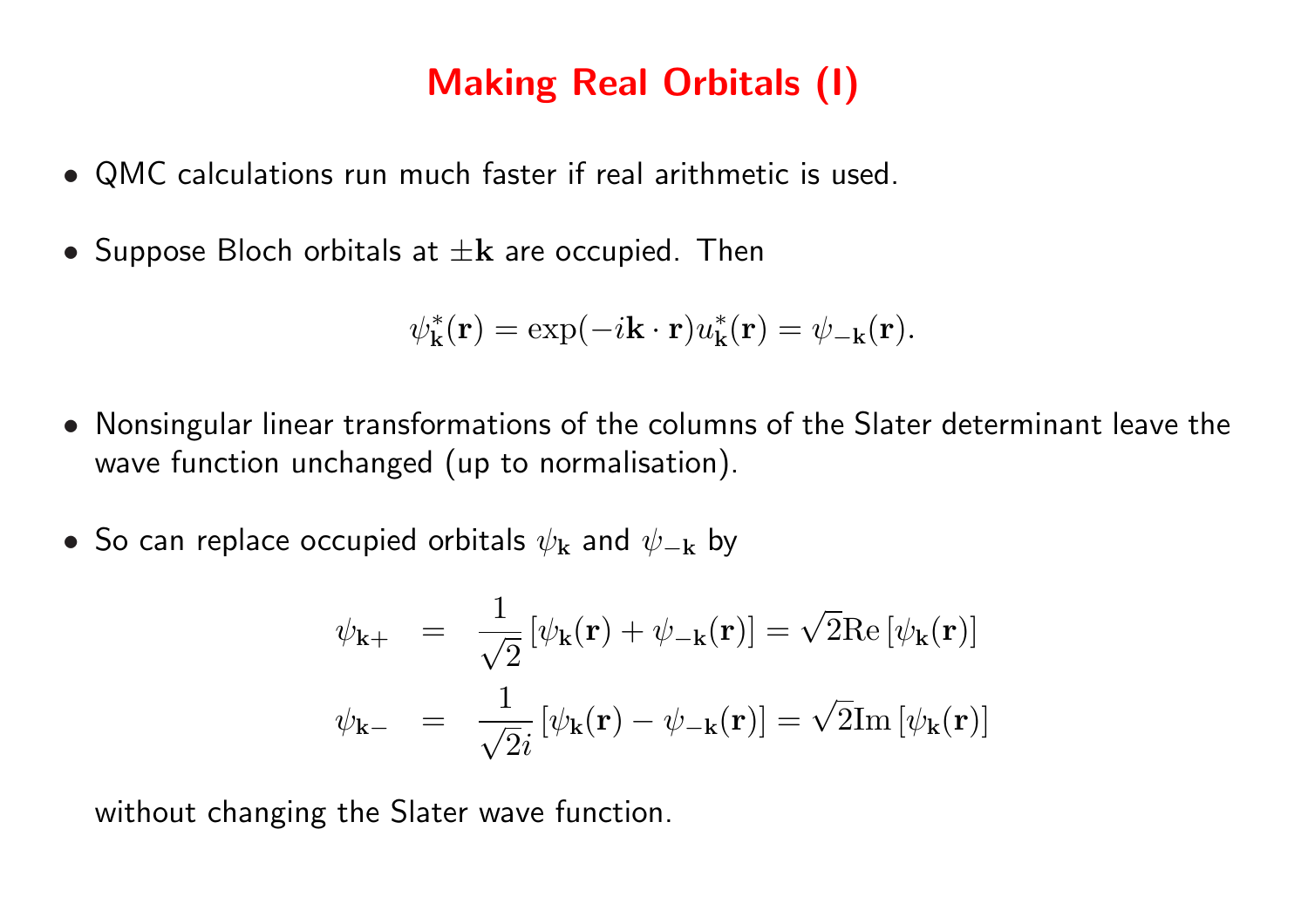# Making Real Orbitals (I)

- QMC calculations run much faster if real arithmetic is used.

- Suppose Bloch orbitals at $\pm\mathbf{k}$ are occupied. Then

$$\psi_{\mathbf{k}}^*(\mathbf{r}) = \exp(-i\mathbf{k}\cdot\mathbf{r})u_{\mathbf{k}}^*(\mathbf{r}) = \psi_{-\mathbf{k}}(\mathbf{r}).$$

- Nonsingular linear transformations of the columns of the Slater determinant leave the wave function unchanged (up to normalisation).

- So can replace occupied orbitals $\psi_{\mathbf{k}}$ and $\psi_{-\mathbf{k}}$ by

$$\begin{aligned}
\psi_{\mathbf{k}+} &= \frac{1}{\sqrt{2}}\left[\psi_{\mathbf{k}}(\mathbf{r}) + \psi_{-\mathbf{k}}(\mathbf{r})\right] = \sqrt{2}\mathrm{Re}\left[\psi_{\mathbf{k}}(\mathbf{r})\right] \\
\psi_{\mathbf{k}-} &= \frac{1}{\sqrt{2}i}\left[\psi_{\mathbf{k}}(\mathbf{r}) - \psi_{-\mathbf{k}}(\mathbf{r})\right] = \sqrt{2}\mathrm{Im}\left[\psi_{\mathbf{k}}(\mathbf{r})\right]
\end{aligned}$$

  without changing the Slater wave function.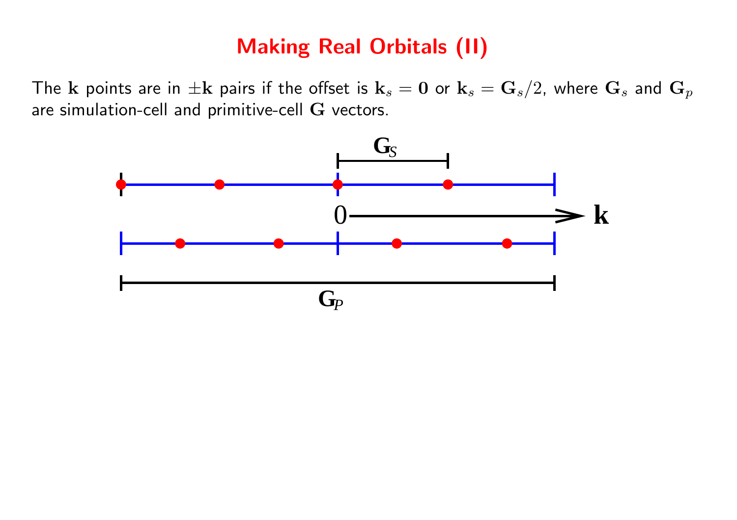# Making Real Orbitals (II)

The $\mathbf{k}$ points are in $\pm\mathbf{k}$ pairs if the offset is $\mathbf{k}_s = \mathbf{0}$ or $\mathbf{k}_s = \mathbf{G}_s/2$, where $\mathbf{G}_s$ and $\mathbf{G}_p$ are simulation-cell and primitive-cell $\mathbf{G}$ vectors.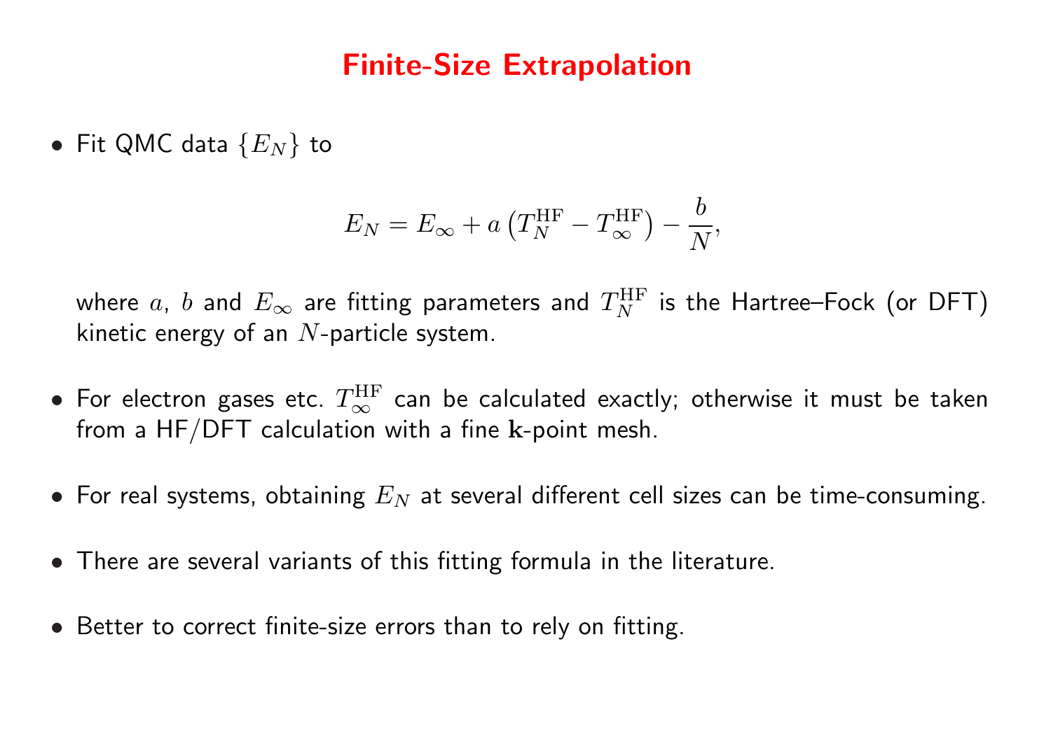# Finite-Size Extrapolation

- Fit QMC data $\{E_N\}$ to

$$E_N = E_\infty + a\left(T_N^{\rm HF} - T_\infty^{\rm HF}\right) - \frac{b}{N},$$

  where $a$, $b$ and $E_\infty$ are fitting parameters and $T_N^{\rm HF}$ is the Hartree–Fock (or DFT) kinetic energy of an $N$-particle system.

- For electron gases etc. $T_\infty^{\rm HF}$ can be calculated exactly; otherwise it must be taken from a HF/DFT calculation with a fine $\mathbf{k}$-point mesh.

- For real systems, obtaining $E_N$ at several different cell sizes can be time-consuming.

- There are several variants of this fitting formula in the literature.

- Better to correct finite-size errors than to rely on fitting.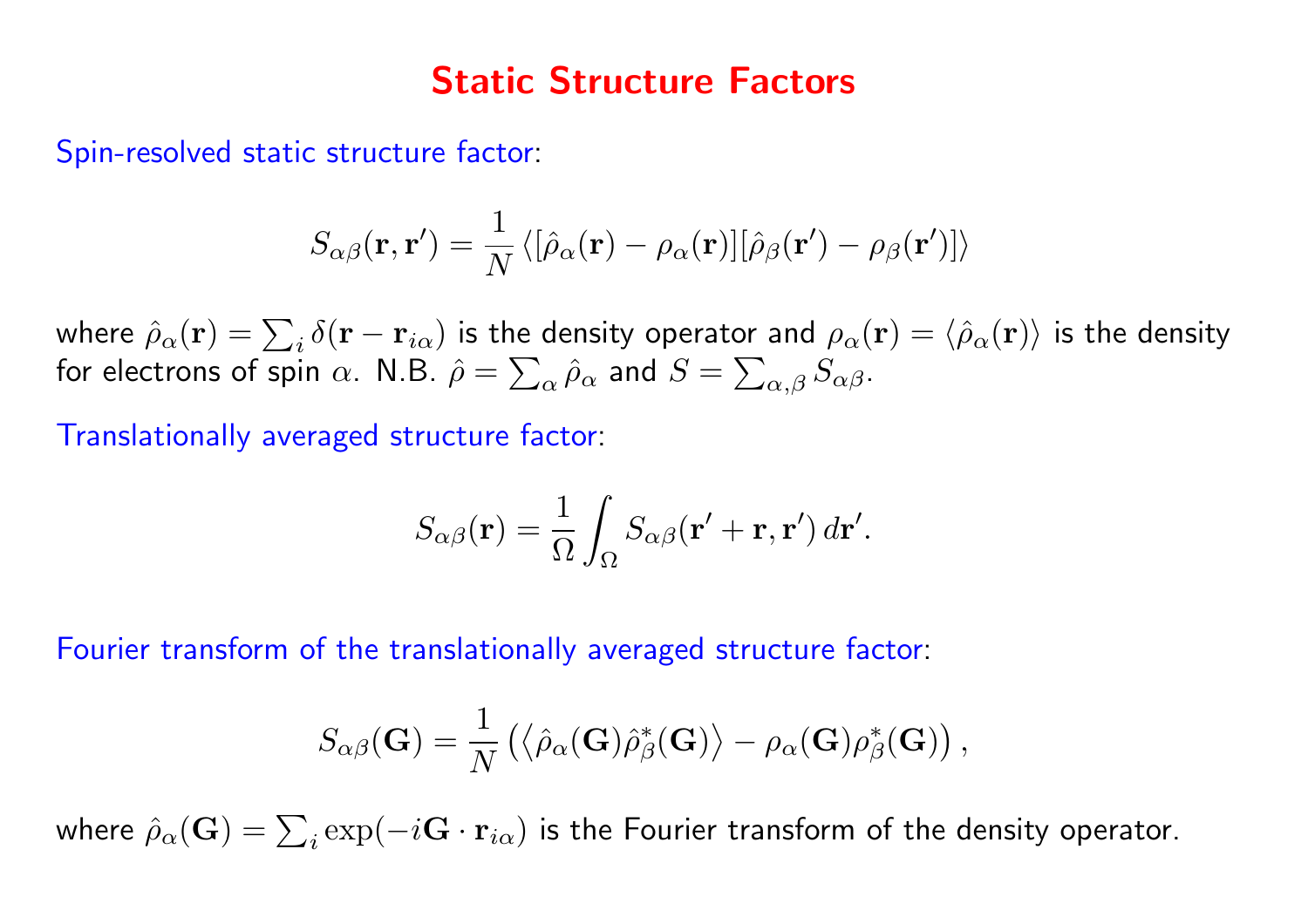# Static Structure Factors

Spin-resolved static structure factor:

$$S_{\alpha\beta}(\mathbf{r},\mathbf{r}') = \frac{1}{N}\left\langle [\hat{\rho}_\alpha(\mathbf{r}) - \rho_\alpha(\mathbf{r})][\hat{\rho}_\beta(\mathbf{r}') - \rho_\beta(\mathbf{r}')] \right\rangle$$

where $\hat{\rho}_\alpha(\mathbf{r}) = \sum_i \delta(\mathbf{r} - \mathbf{r}_{i\alpha})$ is the density operator and $\rho_\alpha(\mathbf{r}) = \langle \hat{\rho}_\alpha(\mathbf{r}) \rangle$ is the density for electrons of spin $\alpha$. N.B. $\hat{\rho} = \sum_\alpha \hat{\rho}_\alpha$ and $S = \sum_{\alpha,\beta} S_{\alpha\beta}$.

Translationally averaged structure factor:

$$S_{\alpha\beta}(\mathbf{r}) = \frac{1}{\Omega}\int_\Omega S_{\alpha\beta}(\mathbf{r}' + \mathbf{r}, \mathbf{r}')\, d\mathbf{r}'.$$

Fourier transform of the translationally averaged structure factor:

$$S_{\alpha\beta}(\mathbf{G}) = \frac{1}{N}\left( \left\langle \hat{\rho}_\alpha(\mathbf{G})\hat{\rho}^*_\beta(\mathbf{G}) \right\rangle - \rho_\alpha(\mathbf{G})\rho^*_\beta(\mathbf{G}) \right),$$

where $\hat{\rho}_\alpha(\mathbf{G}) = \sum_i \exp(-i\mathbf{G}\cdot\mathbf{r}_{i\alpha})$ is the Fourier transform of the density operator.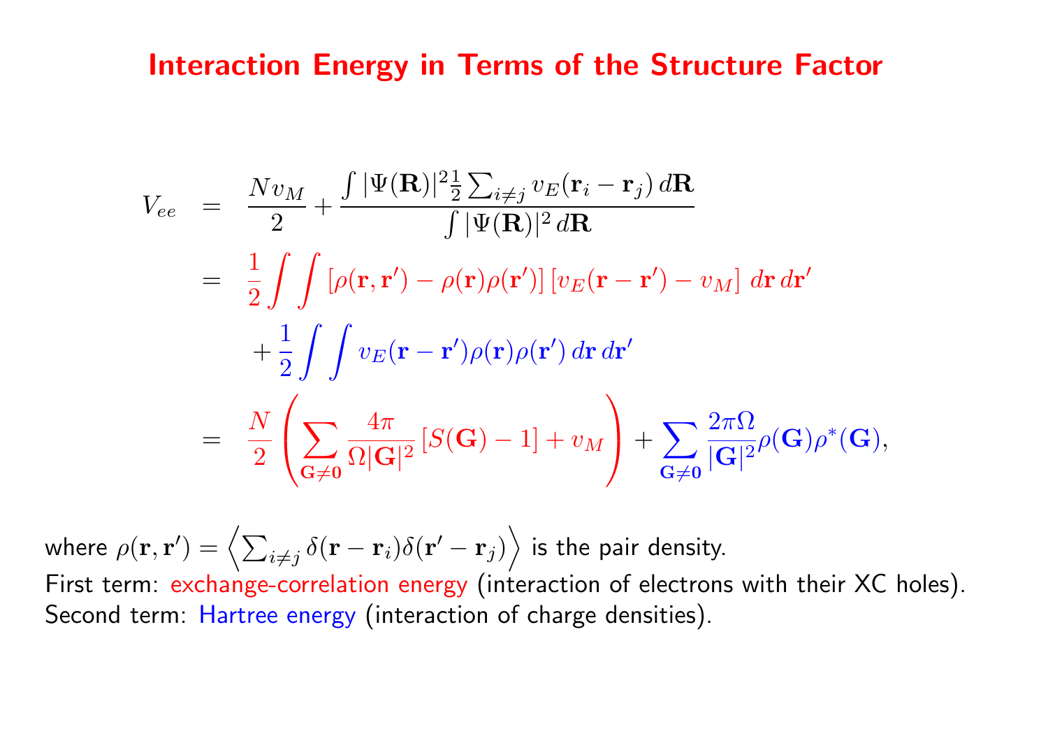# Interaction Energy in Terms of the Structure Factor

$$
\begin{aligned}
V_{ee} &= \frac{N v_M}{2} + \frac{\int |\Psi(\mathbf{R})|^2 \frac{1}{2} \sum_{i \neq j} v_E(\mathbf{r}_i - \mathbf{r}_j)\, d\mathbf{R}}{\int |\Psi(\mathbf{R})|^2\, d\mathbf{R}} \\
&= \frac{1}{2} \int \int \left[\rho(\mathbf{r}, \mathbf{r}') - \rho(\mathbf{r})\rho(\mathbf{r}')\right] \left[v_E(\mathbf{r} - \mathbf{r}') - v_M\right] d\mathbf{r}\, d\mathbf{r}' \\
&\quad + \frac{1}{2} \int \int v_E(\mathbf{r} - \mathbf{r}') \rho(\mathbf{r}) \rho(\mathbf{r}')\, d\mathbf{r}\, d\mathbf{r}' \\
&= \frac{N}{2} \left( \sum_{\mathbf{G} \neq \mathbf{0}} \frac{4\pi}{\Omega |\mathbf{G}|^2} \left[S(\mathbf{G}) - 1\right] + v_M \right) + \sum_{\mathbf{G} \neq \mathbf{0}} \frac{2\pi\Omega}{|\mathbf{G}|^2} \rho(\mathbf{G}) \rho^*(\mathbf{G}),
\end{aligned}
$$

where $\rho(\mathbf{r}, \mathbf{r}') = \left\langle \sum_{i \neq j} \delta(\mathbf{r} - \mathbf{r}_i) \delta(\mathbf{r}' - \mathbf{r}_j) \right\rangle$ is the pair density.

First term: exchange-correlation energy (interaction of electrons with their XC holes).

Second term: Hartree energy (interaction of charge densities).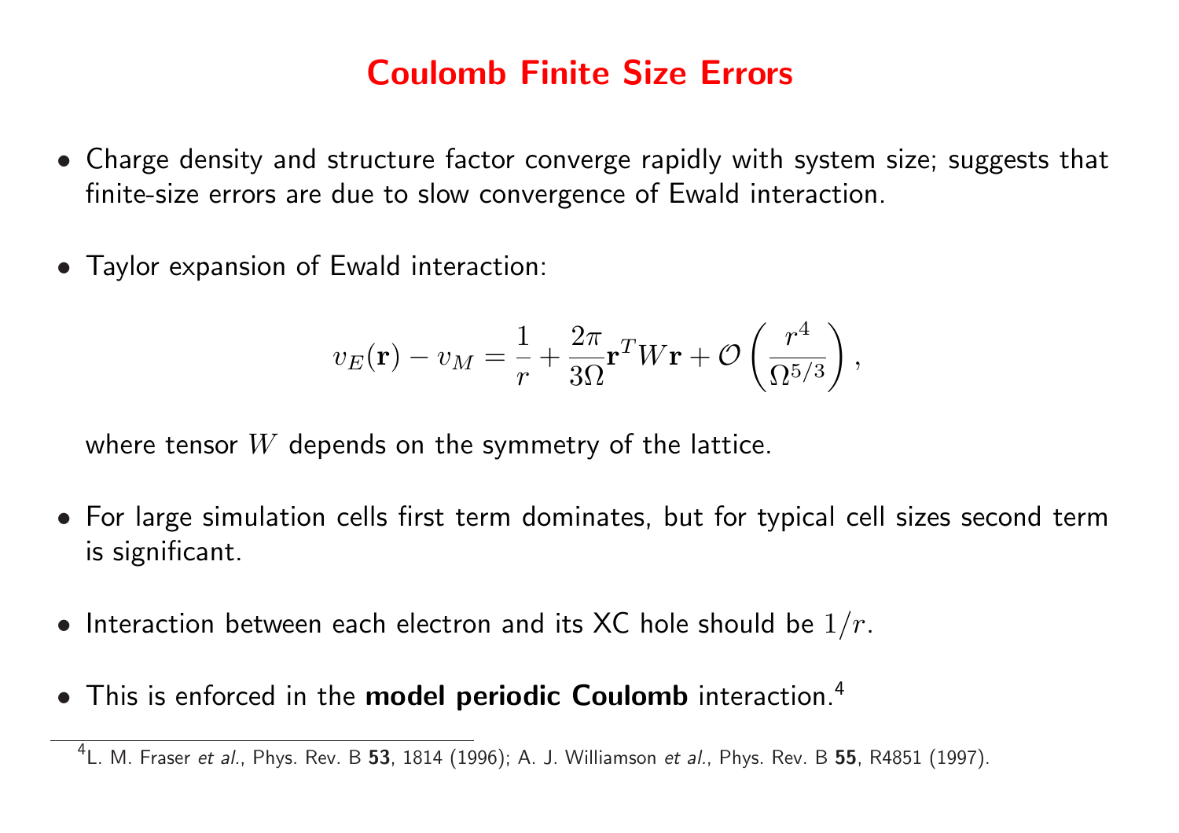# Coulomb Finite Size Errors

- Charge density and structure factor converge rapidly with system size; suggests that finite-size errors are due to slow convergence of Ewald interaction.

- Taylor expansion of Ewald interaction:

$$v_E(\mathbf{r}) - v_M = \frac{1}{r} + \frac{2\pi}{3\Omega}\mathbf{r}^T W \mathbf{r} + \mathcal{O}\left(\frac{r^4}{\Omega^{5/3}}\right),$$

  where tensor $W$ depends on the symmetry of the lattice.

- For large simulation cells first term dominates, but for typical cell sizes second term is significant.

- Interaction between each electron and its XC hole should be $1/r$.

- This is enforced in the **model periodic Coulomb** interaction.[4]

[4] L. M. Fraser *et al.*, Phys. Rev. B **53**, 1814 (1996); A. J. Williamson *et al.*, Phys. Rev. B **55**, R4851 (1997).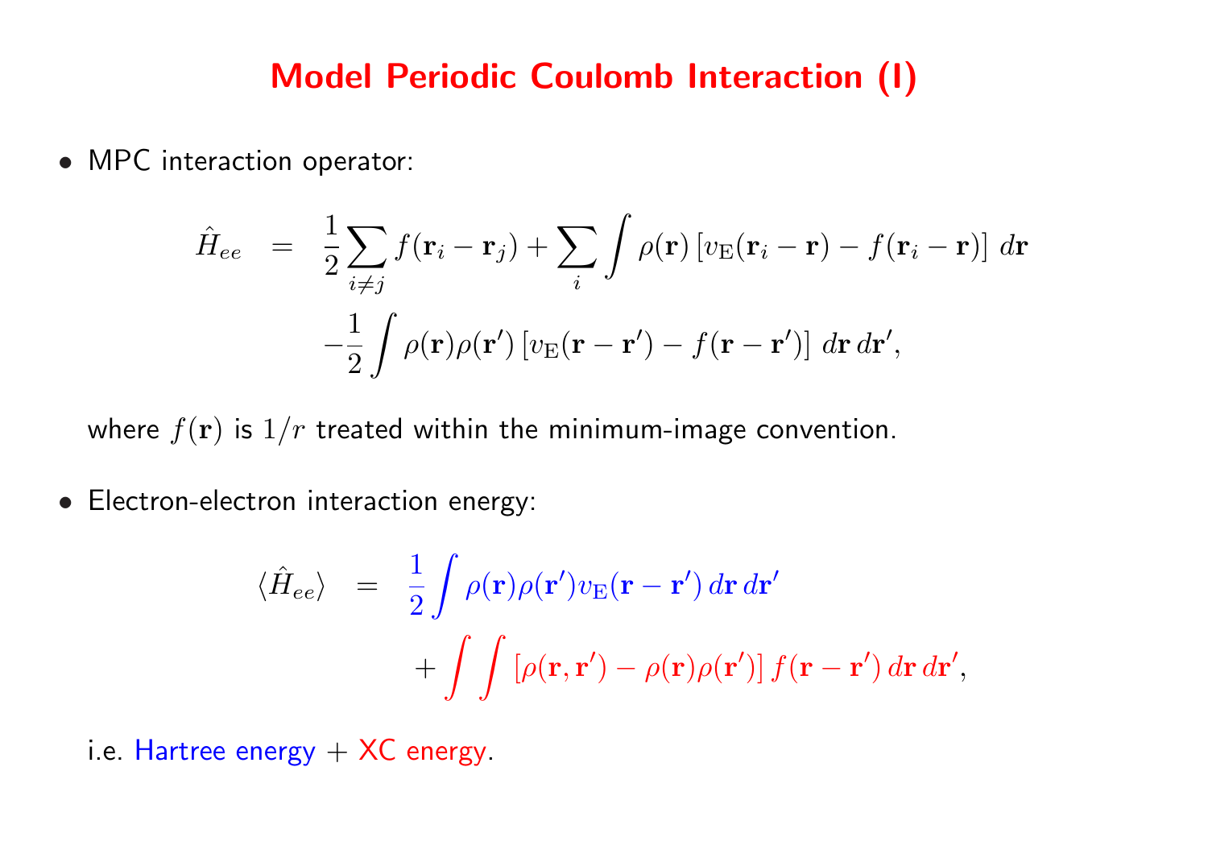# Model Periodic Coulomb Interaction (I)

- MPC interaction operator:

$$
\begin{aligned}
\hat{H}_{ee} &= \frac{1}{2}\sum_{i \neq j} f(\mathbf{r}_i - \mathbf{r}_j) + \sum_i \int \rho(\mathbf{r}) \left[ v_{\mathrm{E}}(\mathbf{r}_i - \mathbf{r}) - f(\mathbf{r}_i - \mathbf{r}) \right] \, d\mathbf{r} \\
&\quad - \frac{1}{2} \int \rho(\mathbf{r})\rho(\mathbf{r}') \left[ v_{\mathrm{E}}(\mathbf{r} - \mathbf{r}') - f(\mathbf{r} - \mathbf{r}') \right] \, d\mathbf{r} \, d\mathbf{r}',
\end{aligned}
$$

  where $f(\mathbf{r})$ is $1/r$ treated within the minimum-image convention.

- Electron-electron interaction energy:

$$
\begin{aligned}
\langle \hat{H}_{ee} \rangle &= \frac{1}{2} \int \rho(\mathbf{r})\rho(\mathbf{r}') v_{\mathrm{E}}(\mathbf{r} - \mathbf{r}') \, d\mathbf{r} \, d\mathbf{r}' \\
&\quad + \int \int \left[ \rho(\mathbf{r}, \mathbf{r}') - \rho(\mathbf{r})\rho(\mathbf{r}') \right] f(\mathbf{r} - \mathbf{r}') \, d\mathbf{r} \, d\mathbf{r}',
\end{aligned}
$$

  i.e. Hartree energy + XC energy.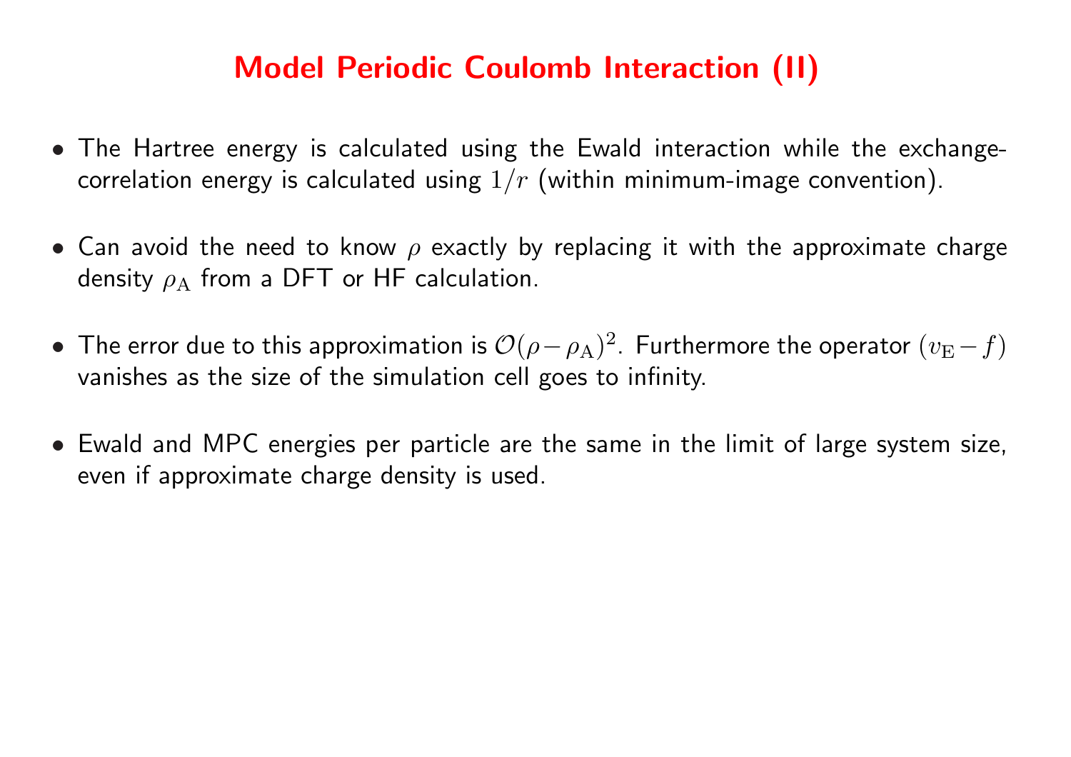# Model Periodic Coulomb Interaction (II)

- The Hartree energy is calculated using the Ewald interaction while the exchange-correlation energy is calculated using $1/r$ (within minimum-image convention).

- Can avoid the need to know $\rho$ exactly by replacing it with the approximate charge density $\rho_{\mathrm{A}}$ from a DFT or HF calculation.

- The error due to this approximation is $\mathcal{O}(\rho - \rho_{\mathrm{A}})^2$. Furthermore the operator $(v_{\mathrm{E}} - f)$ vanishes as the size of the simulation cell goes to infinity.

- Ewald and MPC energies per particle are the same in the limit of large system size, even if approximate charge density is used.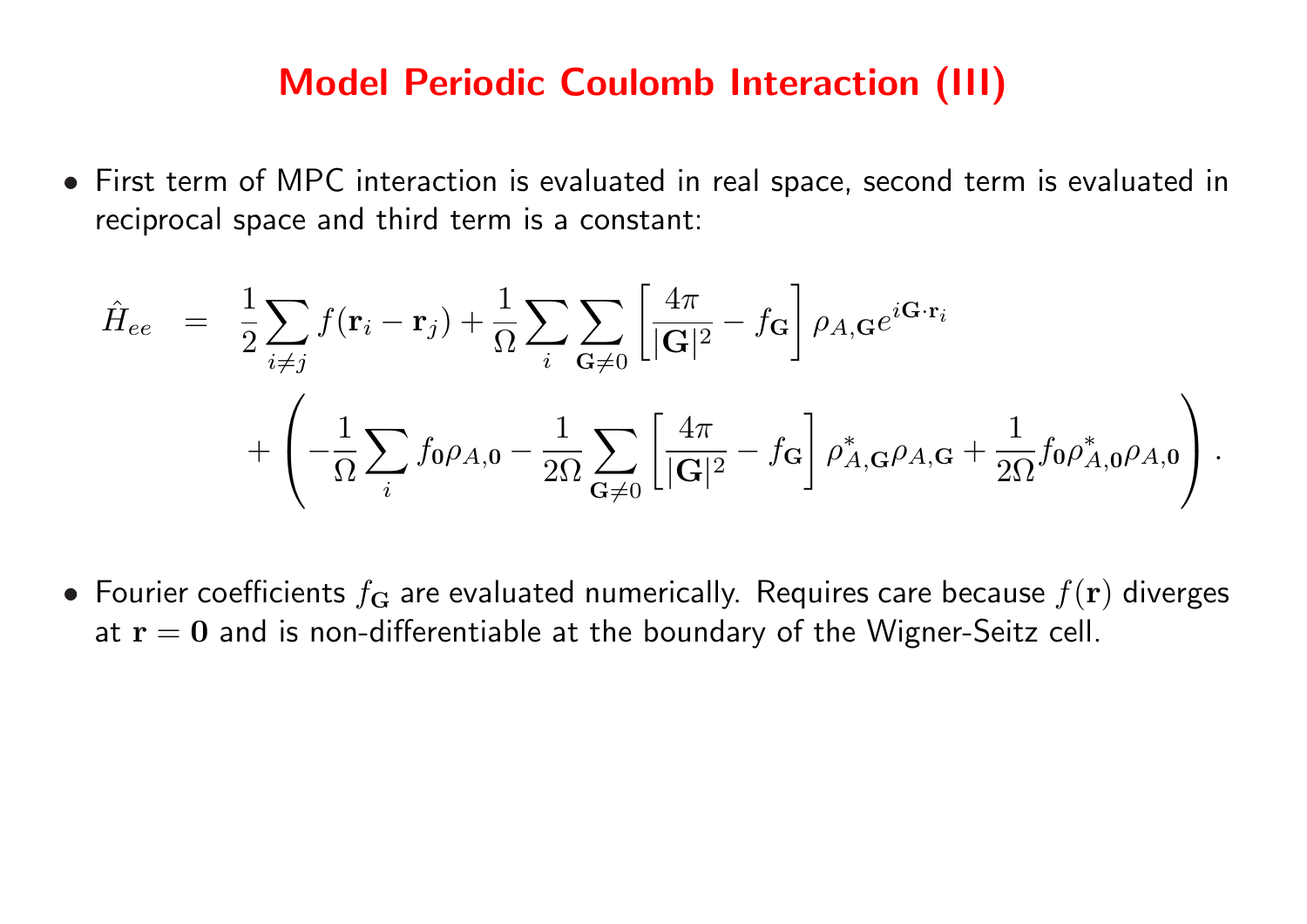# Model Periodic Coulomb Interaction (III)

- First term of MPC interaction is evaluated in real space, second term is evaluated in reciprocal space and third term is a constant:

$$
\begin{aligned}
\hat{H}_{ee} &= \frac{1}{2}\sum_{i\neq j} f(\mathbf{r}_i - \mathbf{r}_j) + \frac{1}{\Omega}\sum_i \sum_{\mathbf{G}\neq 0} \left[\frac{4\pi}{|\mathbf{G}|^2} - f_{\mathbf{G}}\right] \rho_{A,\mathbf{G}} e^{i\mathbf{G}\cdot\mathbf{r}_i} \\
&\quad + \left( -\frac{1}{\Omega}\sum_i f_{\mathbf{0}}\rho_{A,\mathbf{0}} - \frac{1}{2\Omega}\sum_{\mathbf{G}\neq 0}\left[\frac{4\pi}{|\mathbf{G}|^2} - f_{\mathbf{G}}\right]\rho^*_{A,\mathbf{G}}\rho_{A,\mathbf{G}} + \frac{1}{2\Omega} f_{\mathbf{0}}\rho^*_{A,\mathbf{0}}\rho_{A,\mathbf{0}} \right).
\end{aligned}
$$

- Fourier coefficients $f_{\mathbf{G}}$ are evaluated numerically. Requires care because $f(\mathbf{r})$ diverges at $\mathbf{r} = \mathbf{0}$ and is non-differentiable at the boundary of the Wigner-Seitz cell.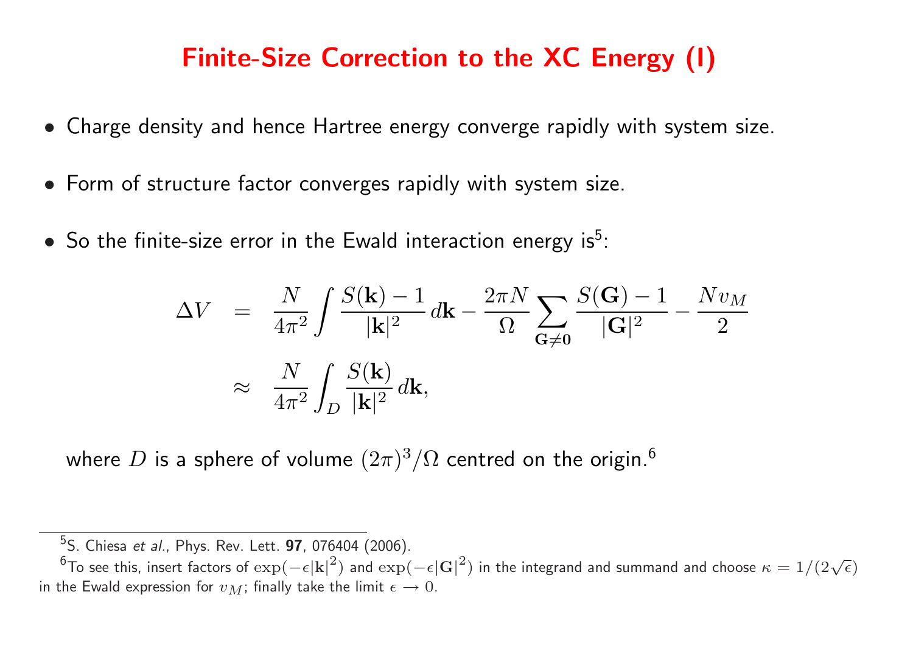# Finite-Size Correction to the XC Energy (I)

- Charge density and hence Hartree energy converge rapidly with system size.
- Form of structure factor converges rapidly with system size.
- So the finite-size error in the Ewald interaction energy is[5]:

$$
\begin{aligned}
\Delta V &= \frac{N}{4\pi^2} \int \frac{S(\mathbf{k}) - 1}{|\mathbf{k}|^2} \, d\mathbf{k} - \frac{2\pi N}{\Omega} \sum_{\mathbf{G} \neq \mathbf{0}} \frac{S(\mathbf{G}) - 1}{|\mathbf{G}|^2} - \frac{N v_M}{2} \\
&\approx \frac{N}{4\pi^2} \int_D \frac{S(\mathbf{k})}{|\mathbf{k}|^2} \, d\mathbf{k},
\end{aligned}
$$

where $D$ is a sphere of volume $(2\pi)^3/\Omega$ centred on the origin.[6]

---

[5] S. Chiesa *et al.*, Phys. Rev. Lett. **97**, 076404 (2006).

[6] To see this, insert factors of $\exp(-\epsilon|\mathbf{k}|^2)$ and $\exp(-\epsilon|\mathbf{G}|^2)$ in the integrand and summand and choose $\kappa = 1/(2\sqrt{\epsilon})$ in the Ewald expression for $v_M$; finally take the limit $\epsilon \to 0$.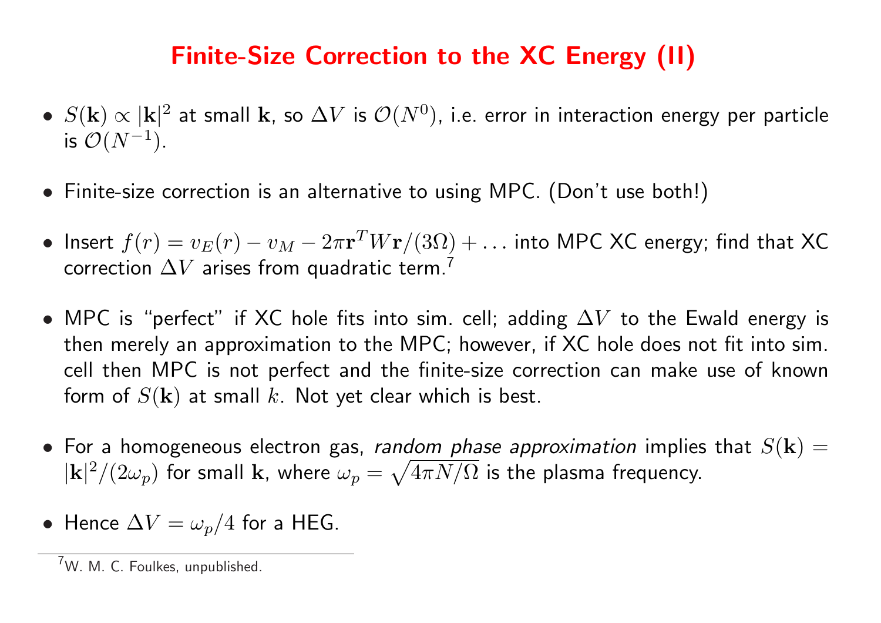# Finite-Size Correction to the XC Energy (II)

- $S(\mathbf{k}) \propto |\mathbf{k}|^2$ at small $\mathbf{k}$, so $\Delta V$ is $\mathcal{O}(N^0)$, i.e. error in interaction energy per particle is $\mathcal{O}(N^{-1})$.

- Finite-size correction is an alternative to using MPC. (Don't use both!)

- Insert $f(r) = v_E(r) - v_M - 2\pi \mathbf{r}^T W \mathbf{r}/(3\Omega) + \ldots$ into MPC XC energy; find that XC correction $\Delta V$ arises from quadratic term.[7]

- MPC is "perfect" if XC hole fits into sim. cell; adding $\Delta V$ to the Ewald energy is then merely an approximation to the MPC; however, if XC hole does not fit into sim. cell then MPC is not perfect and the finite-size correction can make use of known form of $S(\mathbf{k})$ at small $k$. Not yet clear which is best.

- For a homogeneous electron gas, *random phase approximation* implies that $S(\mathbf{k}) = |\mathbf{k}|^2/(2\omega_p)$ for small $\mathbf{k}$, where $\omega_p = \sqrt{4\pi N/\Omega}$ is the plasma frequency.

- Hence $\Delta V = \omega_p/4$ for a HEG.

---

[7] W. M. C. Foulkes, unpublished.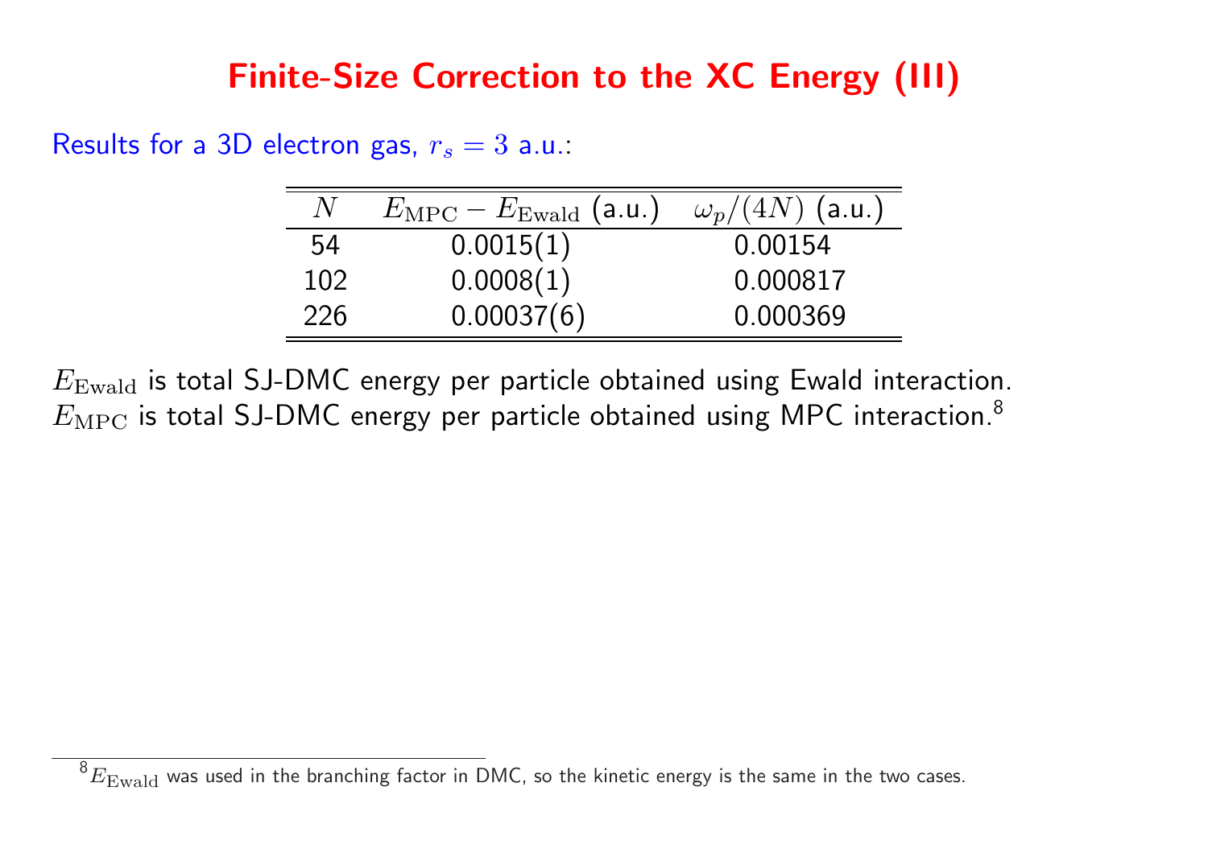# Finite-Size Correction to the XC Energy (III)

Results for a 3D electron gas, $r_s = 3$ a.u.:

| $N$ | $E_{\mathrm{MPC}} - E_{\mathrm{Ewald}}$ (a.u.) | $\omega_p/(4N)$ (a.u.) |
|---|---|---|
| 54 | 0.0015(1) | 0.00154 |
| 102 | 0.0008(1) | 0.000817 |
| 226 | 0.00037(6) | 0.000369 |

$E_{\mathrm{Ewald}}$ is total SJ-DMC energy per particle obtained using Ewald interaction.
$E_{\mathrm{MPC}}$ is total SJ-DMC energy per particle obtained using MPC interaction.[8]

[8] $E_{\mathrm{Ewald}}$ was used in the branching factor in DMC, so the kinetic energy is the same in the two cases.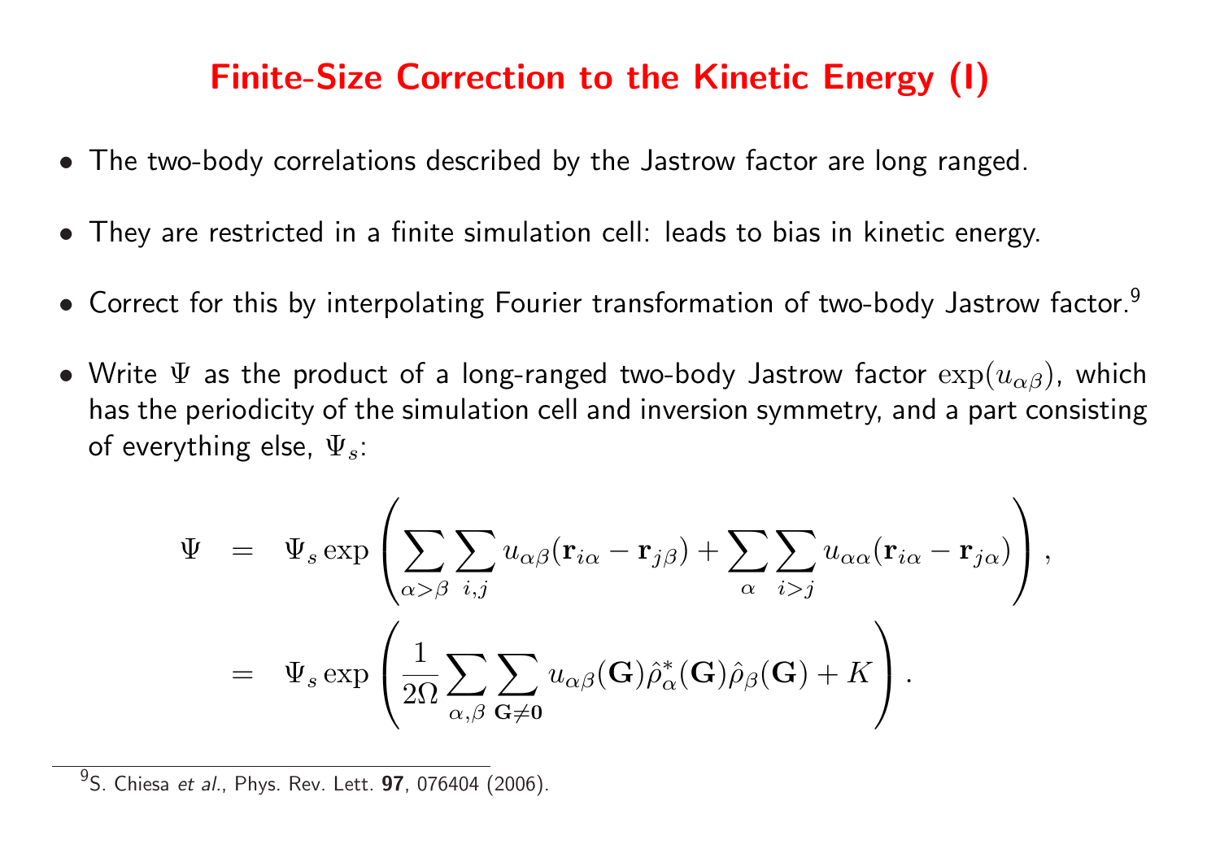# Finite-Size Correction to the Kinetic Energy (I)

- The two-body correlations described by the Jastrow factor are long ranged.
- They are restricted in a finite simulation cell: leads to bias in kinetic energy.
- Correct for this by interpolating Fourier transformation of two-body Jastrow factor.[9]
- Write $\Psi$ as the product of a long-ranged two-body Jastrow factor $\exp(u_{\alpha\beta})$, which has the periodicity of the simulation cell and inversion symmetry, and a part consisting of everything else, $\Psi_s$:

$$
\begin{aligned}
\Psi &= \Psi_s \exp\left( \sum_{\alpha>\beta} \sum_{i,j} u_{\alpha\beta}(\mathbf{r}_{i\alpha} - \mathbf{r}_{j\beta}) + \sum_{\alpha} \sum_{i>j} u_{\alpha\alpha}(\mathbf{r}_{i\alpha} - \mathbf{r}_{j\alpha}) \right), \\
&= \Psi_s \exp\left( \frac{1}{2\Omega} \sum_{\alpha,\beta} \sum_{\mathbf{G}\neq\mathbf{0}} u_{\alpha\beta}(\mathbf{G}) \hat{\rho}^*_{\alpha}(\mathbf{G}) \hat{\rho}_{\beta}(\mathbf{G}) + K \right).
\end{aligned}
$$

[9] S. Chiesa *et al.*, Phys. Rev. Lett. **97**, 076404 (2006).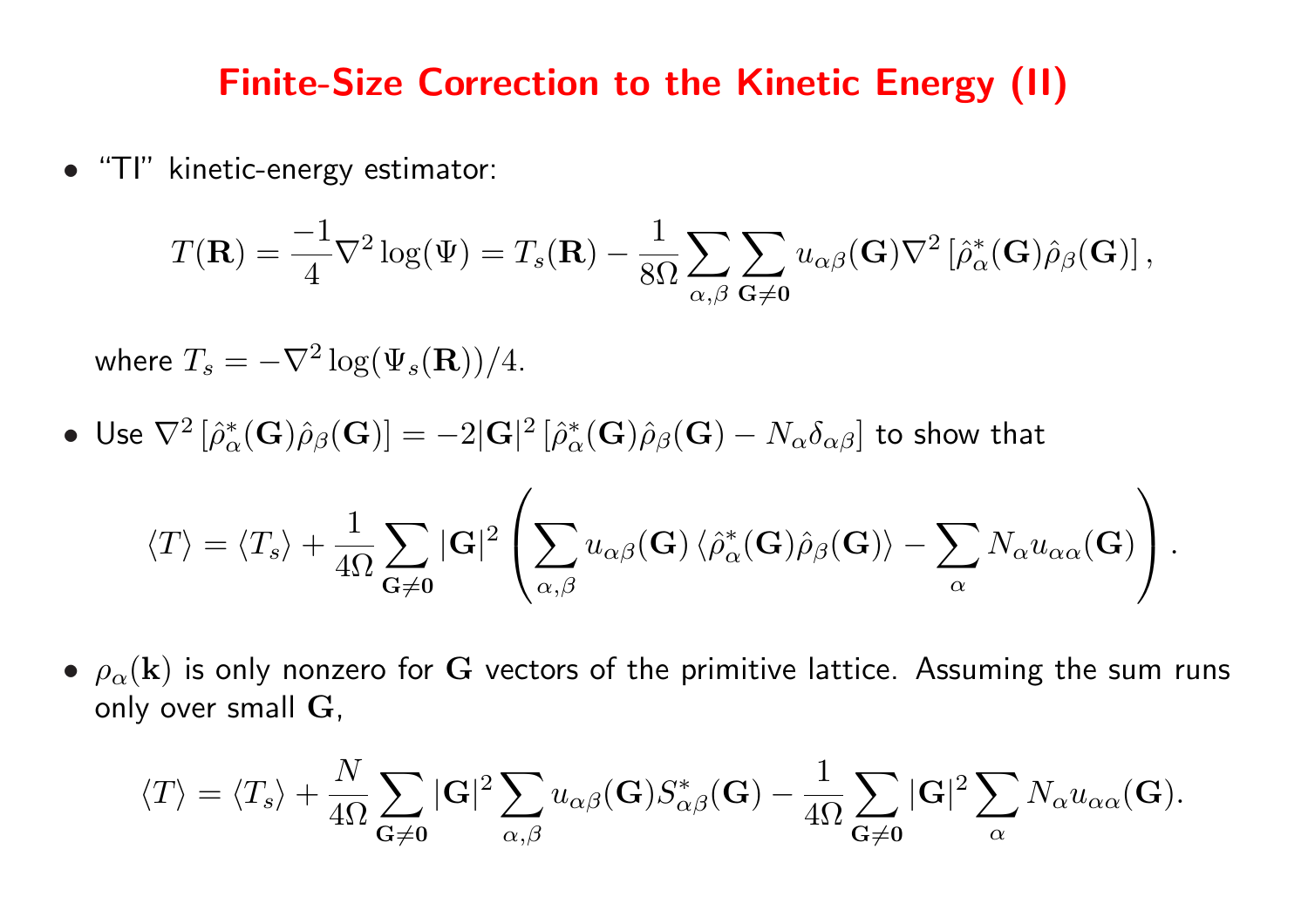# Finite-Size Correction to the Kinetic Energy (II)

- "TI" kinetic-energy estimator:

$$T(\mathbf{R}) = \frac{-1}{4}\nabla^2 \log(\Psi) = T_s(\mathbf{R}) - \frac{1}{8\Omega}\sum_{\alpha,\beta}\sum_{\mathbf{G}\neq\mathbf{0}} u_{\alpha\beta}(\mathbf{G})\nabla^2\left[\hat{\rho}^*_\alpha(\mathbf{G})\hat{\rho}_\beta(\mathbf{G})\right],$$

  where $T_s = -\nabla^2 \log(\Psi_s(\mathbf{R}))/4$.

- Use $\nabla^2\left[\hat{\rho}^*_\alpha(\mathbf{G})\hat{\rho}_\beta(\mathbf{G})\right] = -2|\mathbf{G}|^2\left[\hat{\rho}^*_\alpha(\mathbf{G})\hat{\rho}_\beta(\mathbf{G}) - N_\alpha\delta_{\alpha\beta}\right]$ to show that

$$\langle T\rangle = \langle T_s\rangle + \frac{1}{4\Omega}\sum_{\mathbf{G}\neq\mathbf{0}}|\mathbf{G}|^2\left(\sum_{\alpha,\beta}u_{\alpha\beta}(\mathbf{G})\left\langle\hat{\rho}^*_\alpha(\mathbf{G})\hat{\rho}_\beta(\mathbf{G})\right\rangle - \sum_\alpha N_\alpha u_{\alpha\alpha}(\mathbf{G})\right).$$

- $\rho_\alpha(\mathbf{k})$ is only nonzero for $\mathbf{G}$ vectors of the primitive lattice. Assuming the sum runs only over small $\mathbf{G}$,

$$\langle T\rangle = \langle T_s\rangle + \frac{N}{4\Omega}\sum_{\mathbf{G}\neq\mathbf{0}}|\mathbf{G}|^2\sum_{\alpha,\beta}u_{\alpha\beta}(\mathbf{G})S^*_{\alpha\beta}(\mathbf{G}) - \frac{1}{4\Omega}\sum_{\mathbf{G}\neq\mathbf{0}}|\mathbf{G}|^2\sum_\alpha N_\alpha u_{\alpha\alpha}(\mathbf{G}).$$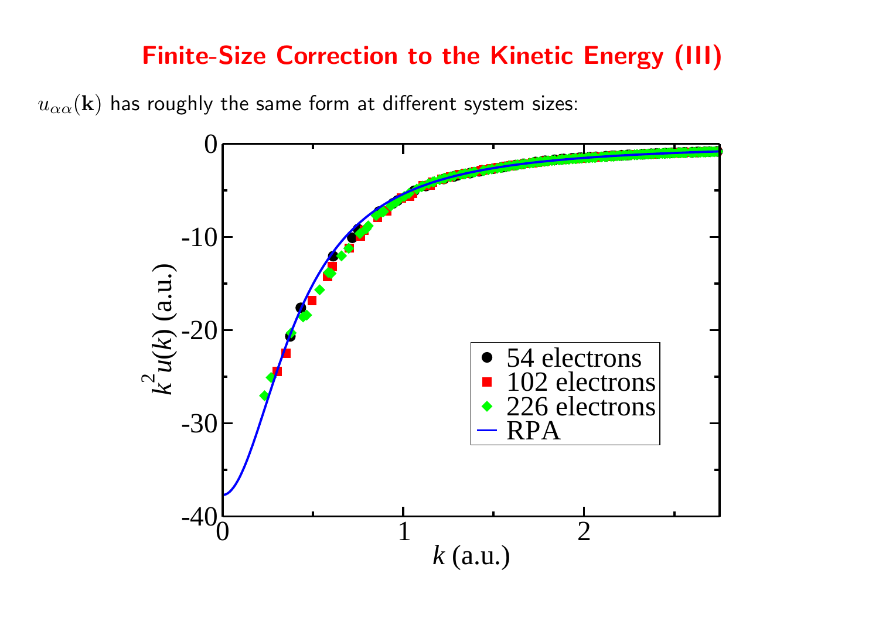# Finite-Size Correction to the Kinetic Energy (III)

$u_{\alpha\alpha}(\mathbf{k})$ has roughly the same form at different system sizes: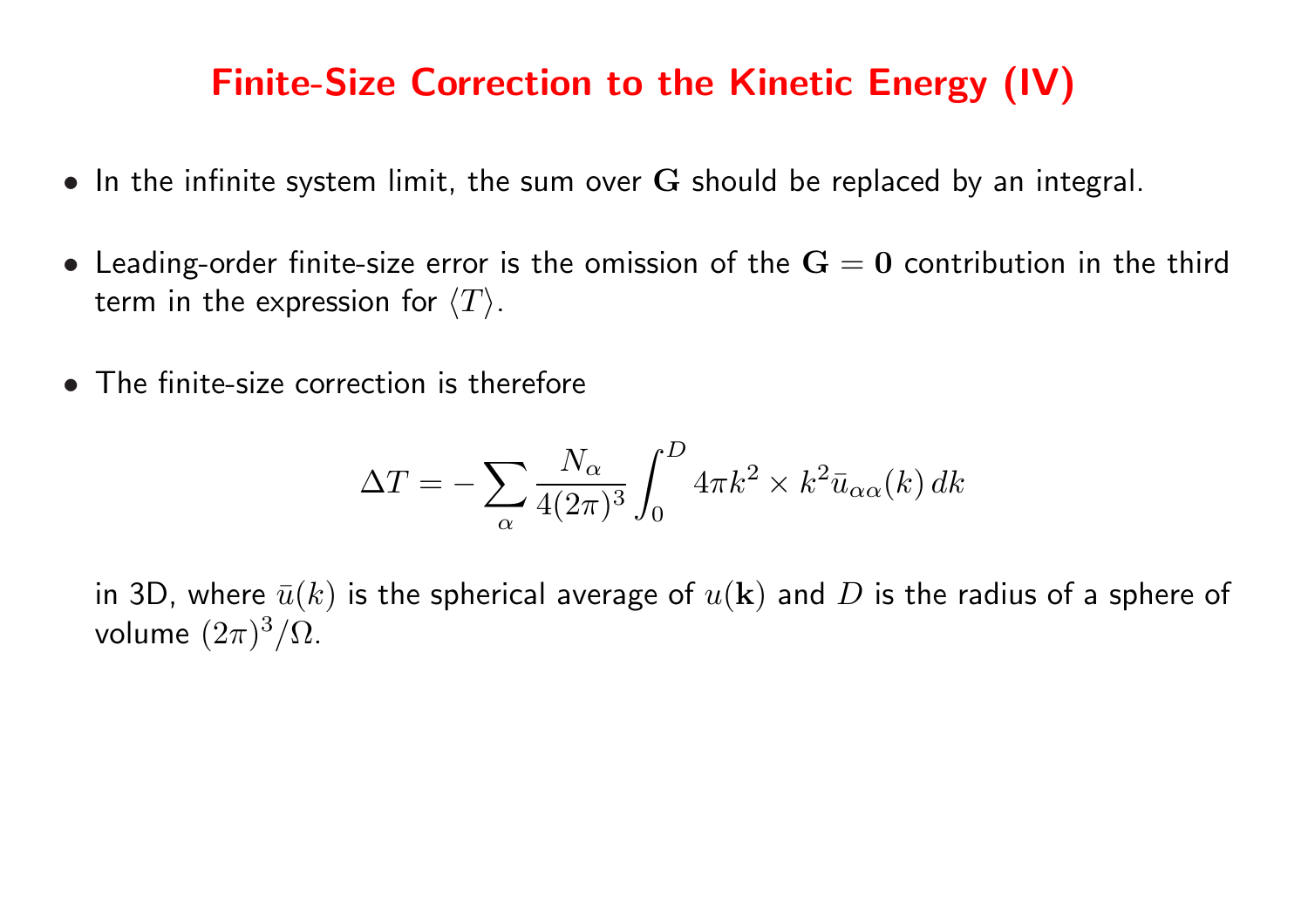# Finite-Size Correction to the Kinetic Energy (IV)

- In the infinite system limit, the sum over $\mathbf{G}$ should be replaced by an integral.

- Leading-order finite-size error is the omission of the $\mathbf{G} = \mathbf{0}$ contribution in the third term in the expression for $\langle T \rangle$.

- The finite-size correction is therefore

$$\Delta T = -\sum_{\alpha} \frac{N_\alpha}{4(2\pi)^3} \int_0^D 4\pi k^2 \times k^2 \bar{u}_{\alpha\alpha}(k)\, dk$$

  in 3D, where $\bar{u}(k)$ is the spherical average of $u(\mathbf{k})$ and $D$ is the radius of a sphere of volume $(2\pi)^3/\Omega$.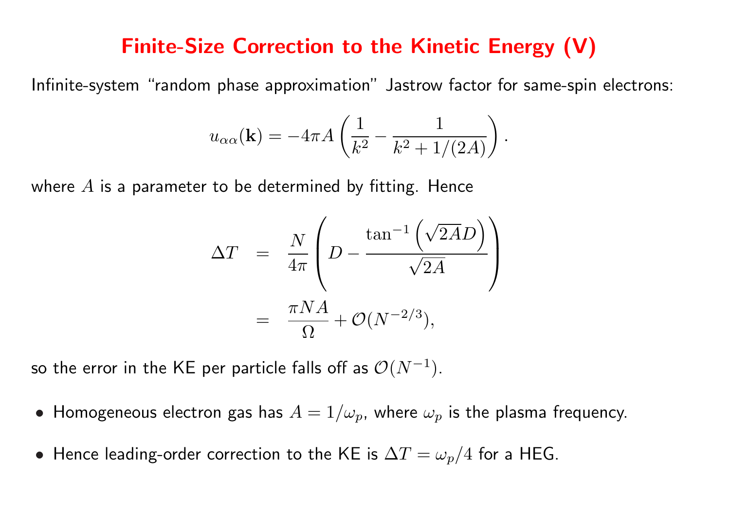# Finite-Size Correction to the Kinetic Energy (V)

Infinite-system "random phase approximation" Jastrow factor for same-spin electrons:

$$u_{\alpha\alpha}(\mathbf{k}) = -4\pi A \left( \frac{1}{k^2} - \frac{1}{k^2 + 1/(2A)} \right).$$

where $A$ is a parameter to be determined by fitting. Hence

$$\begin{aligned} \Delta T &= \frac{N}{4\pi} \left( D - \frac{\tan^{-1}\left(\sqrt{2A}D\right)}{\sqrt{2A}} \right) \\ &= \frac{\pi N A}{\Omega} + \mathcal{O}(N^{-2/3}), \end{aligned}$$

so the error in the KE per particle falls off as $\mathcal{O}(N^{-1})$.

- Homogeneous electron gas has $A = 1/\omega_p$, where $\omega_p$ is the plasma frequency.
- Hence leading-order correction to the KE is $\Delta T = \omega_p/4$ for a HEG.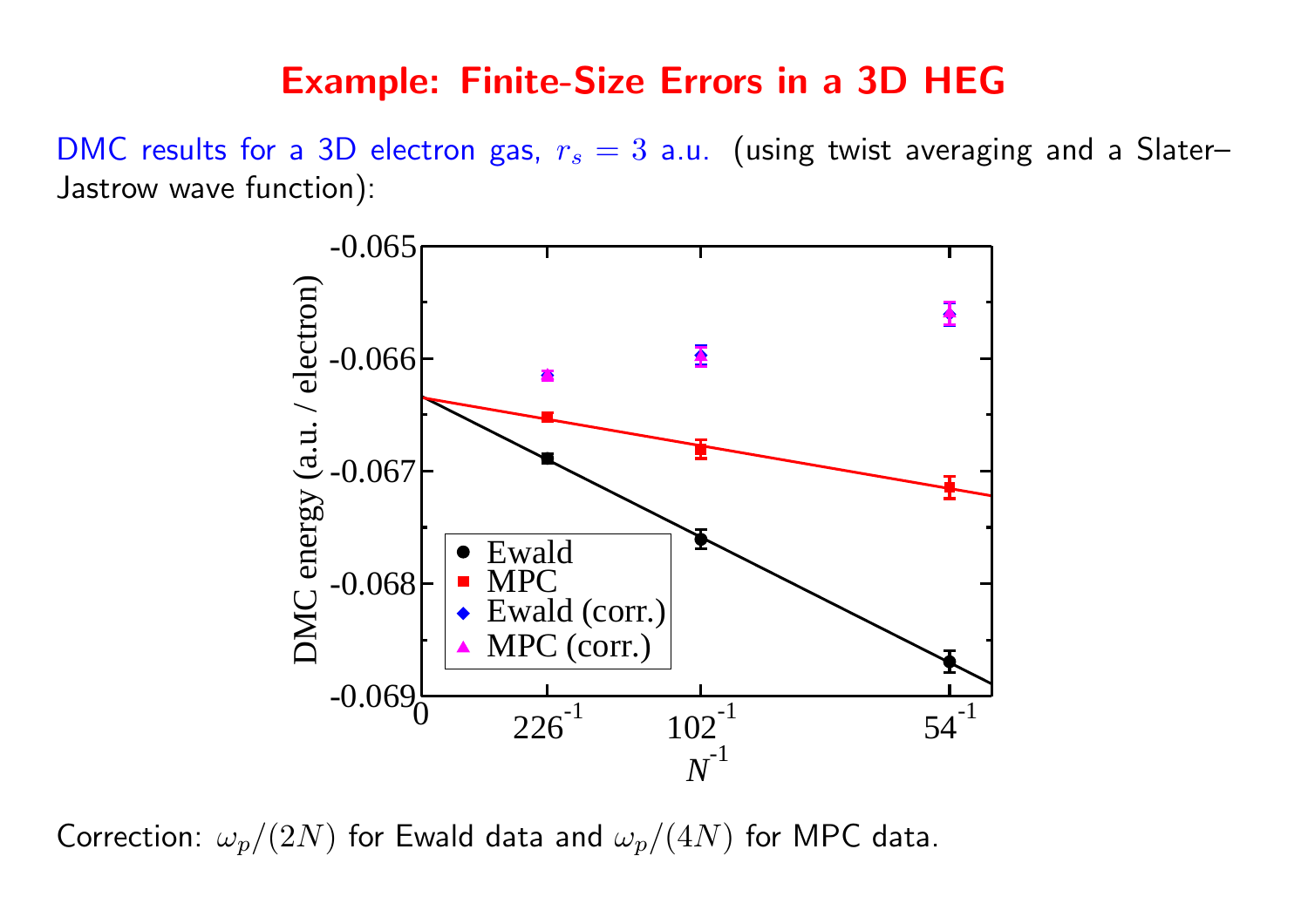# Example: Finite-Size Errors in a 3D HEG

DMC results for a 3D electron gas, $r_s = 3$ a.u. (using twist averaging and a Slater–Jastrow wave function):

Correction: $\omega_p/(2N)$ for Ewald data and $\omega_p/(4N)$ for MPC data.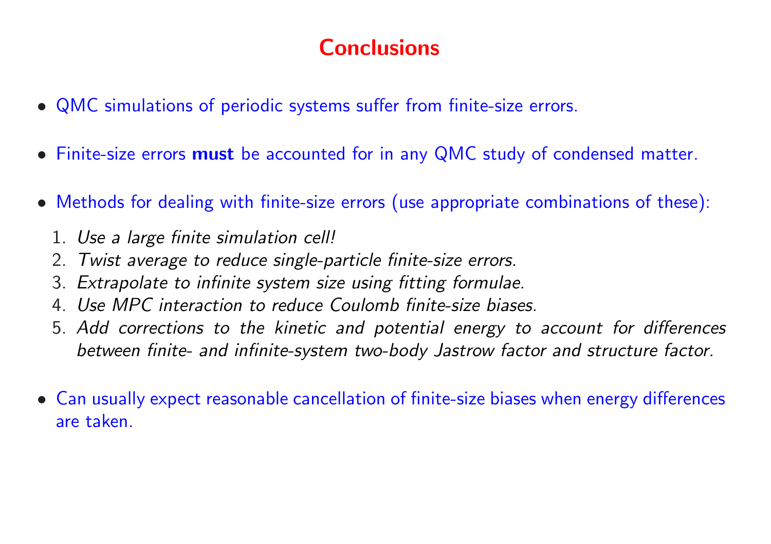# Conclusions

- QMC simulations of periodic systems suffer from finite-size errors.
- Finite-size errors **must** be accounted for in any QMC study of condensed matter.
- Methods for dealing with finite-size errors (use appropriate combinations of these):
  1. *Use a large finite simulation cell!*
  2. *Twist average to reduce single-particle finite-size errors.*
  3. *Extrapolate to infinite system size using fitting formulae.*
  4. *Use MPC interaction to reduce Coulomb finite-size biases.*
  5. *Add corrections to the kinetic and potential energy to account for differences between finite- and infinite-system two-body Jastrow factor and structure factor.*
- Can usually expect reasonable cancellation of finite-size biases when energy differences are taken.